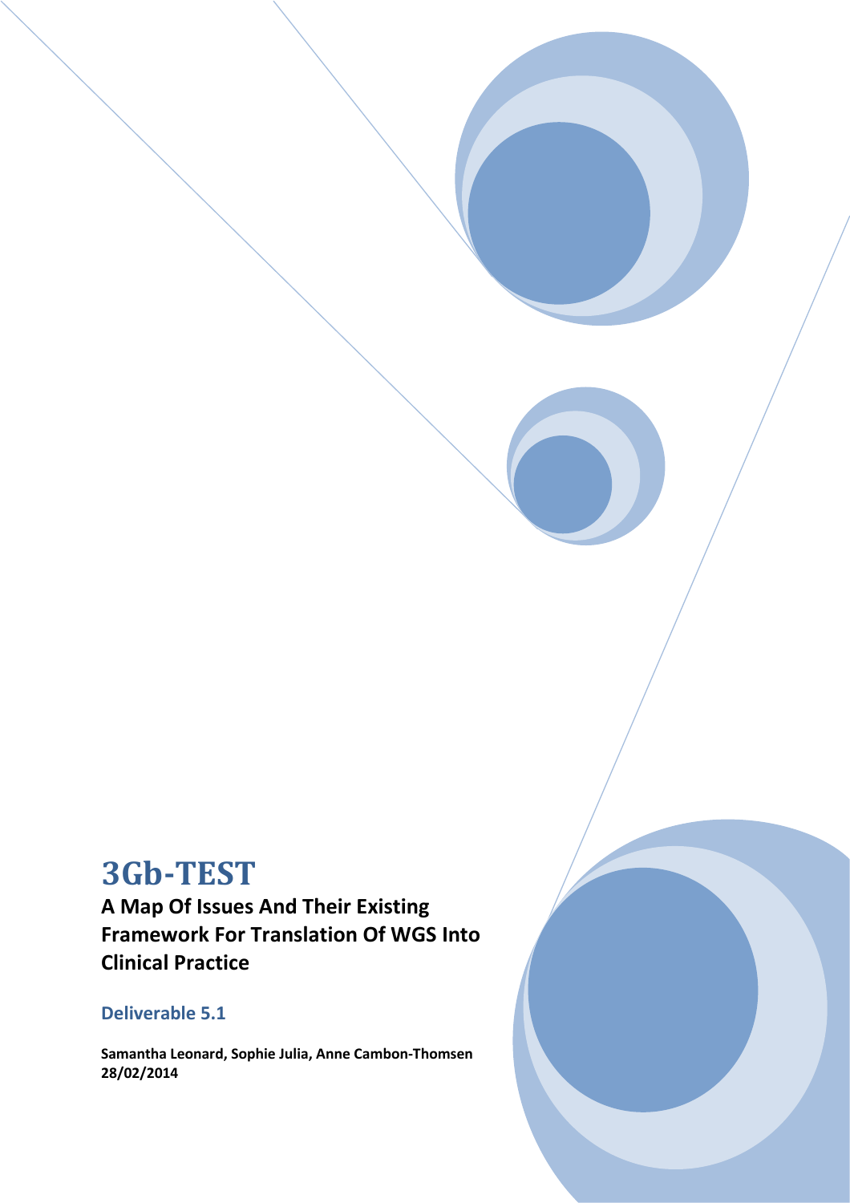# 3Gb-TEST

**A Map Of Issues And Their Existing Framework For Translation Of WGS Into Clinical Practice**

## Deliverable 5.1

**Samantha Leonard, Sophie Julia, Anne Cambon-Thomsen**
**28/02/2014**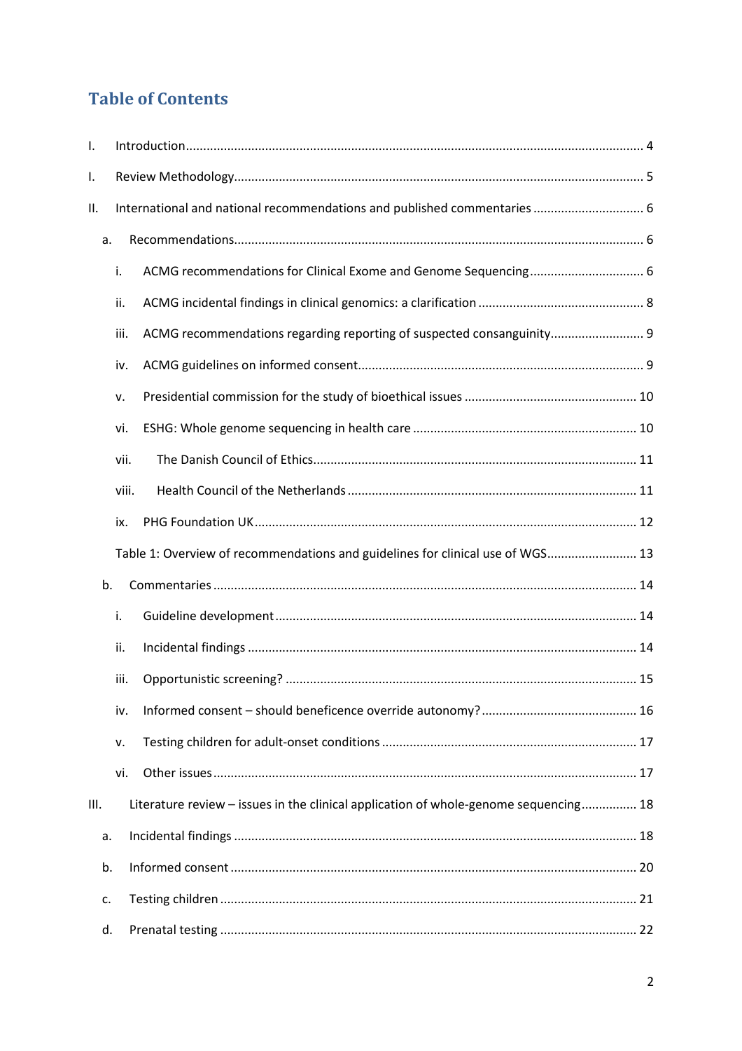# Table of Contents

I. Introduction .......... 4

I. Review Methodology .......... 5

II. International and national recommendations and published commentaries .......... 6

a. Recommendations .......... 6

i. ACMG recommendations for Clinical Exome and Genome Sequencing .......... 6

ii. ACMG incidental findings in clinical genomics: a clarification .......... 8

iii. ACMG recommendations regarding reporting of suspected consanguinity .......... 9

iv. ACMG guidelines on informed consent .......... 9

v. Presidential commission for the study of bioethical issues .......... 10

vi. ESHG: Whole genome sequencing in health care .......... 10

vii. The Danish Council of Ethics .......... 11

viii. Health Council of the Netherlands .......... 11

ix. PHG Foundation UK .......... 12

Table 1: Overview of recommendations and guidelines for clinical use of WGS .......... 13

b. Commentaries .......... 14

i. Guideline development .......... 14

ii. Incidental findings .......... 14

iii. Opportunistic screening? .......... 15

iv. Informed consent – should beneficence override autonomy? .......... 16

v. Testing children for adult-onset conditions .......... 17

vi. Other issues .......... 17

III. Literature review – issues in the clinical application of whole-genome sequencing .......... 18

a. Incidental findings .......... 18

b. Informed consent .......... 20

c. Testing children .......... 21

d. Prenatal testing .......... 22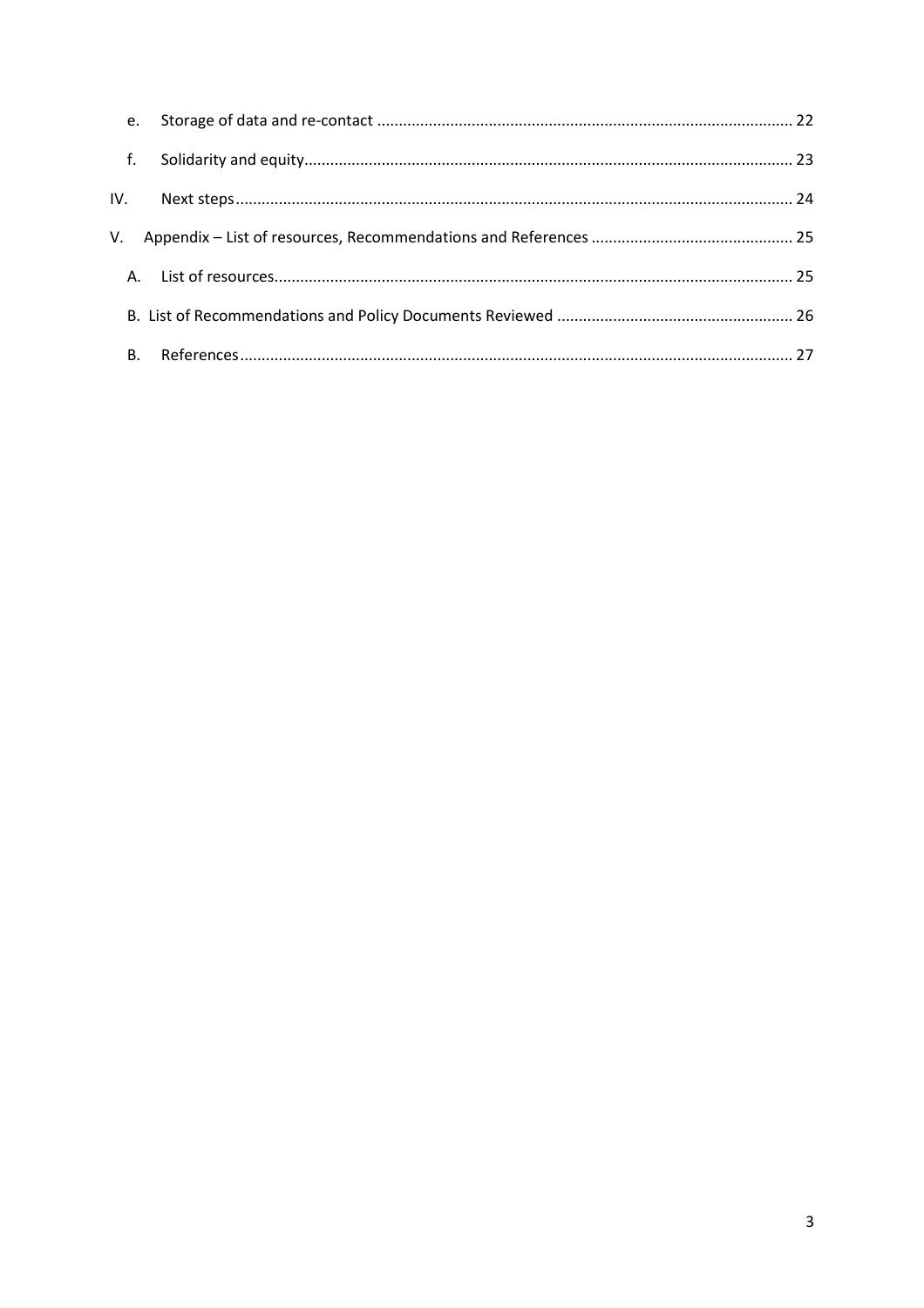e. Storage of data and re-contact ........................................................................................ 22

f. Solidarity and equity........................................................................................................ 23

IV. Next steps........................................................................................................................ 24

V. Appendix – List of resources, Recommendations and References ............................................... 25

A. List of resources................................................................................................................ 25

B. List of Recommendations and Policy Documents Reviewed ....................................................... 26

B. References........................................................................................................................ 27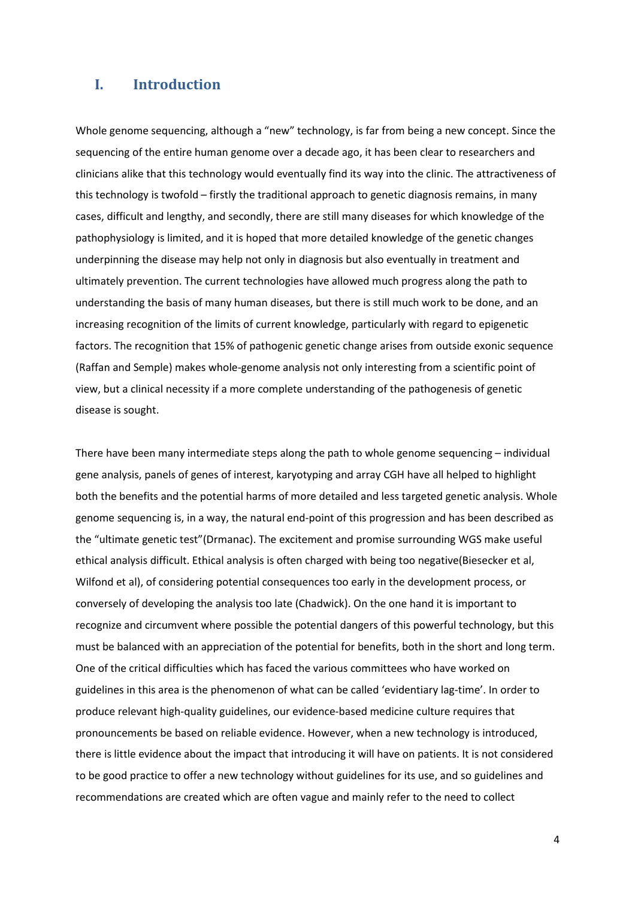# I. Introduction

Whole genome sequencing, although a "new" technology, is far from being a new concept. Since the sequencing of the entire human genome over a decade ago, it has been clear to researchers and clinicians alike that this technology would eventually find its way into the clinic. The attractiveness of this technology is twofold – firstly the traditional approach to genetic diagnosis remains, in many cases, difficult and lengthy, and secondly, there are still many diseases for which knowledge of the pathophysiology is limited, and it is hoped that more detailed knowledge of the genetic changes underpinning the disease may help not only in diagnosis but also eventually in treatment and ultimately prevention. The current technologies have allowed much progress along the path to understanding the basis of many human diseases, but there is still much work to be done, and an increasing recognition of the limits of current knowledge, particularly with regard to epigenetic factors. The recognition that 15% of pathogenic genetic change arises from outside exonic sequence (Raffan and Semple) makes whole-genome analysis not only interesting from a scientific point of view, but a clinical necessity if a more complete understanding of the pathogenesis of genetic disease is sought.

There have been many intermediate steps along the path to whole genome sequencing – individual gene analysis, panels of genes of interest, karyotyping and array CGH have all helped to highlight both the benefits and the potential harms of more detailed and less targeted genetic analysis. Whole genome sequencing is, in a way, the natural end-point of this progression and has been described as the "ultimate genetic test"(Drmanac). The excitement and promise surrounding WGS make useful ethical analysis difficult. Ethical analysis is often charged with being too negative(Biesecker et al, Wilfond et al), of considering potential consequences too early in the development process, or conversely of developing the analysis too late (Chadwick). On the one hand it is important to recognize and circumvent where possible the potential dangers of this powerful technology, but this must be balanced with an appreciation of the potential for benefits, both in the short and long term. One of the critical difficulties which has faced the various committees who have worked on guidelines in this area is the phenomenon of what can be called 'evidentiary lag-time'. In order to produce relevant high-quality guidelines, our evidence-based medicine culture requires that pronouncements be based on reliable evidence. However, when a new technology is introduced, there is little evidence about the impact that introducing it will have on patients. It is not considered to be good practice to offer a new technology without guidelines for its use, and so guidelines and recommendations are created which are often vague and mainly refer to the need to collect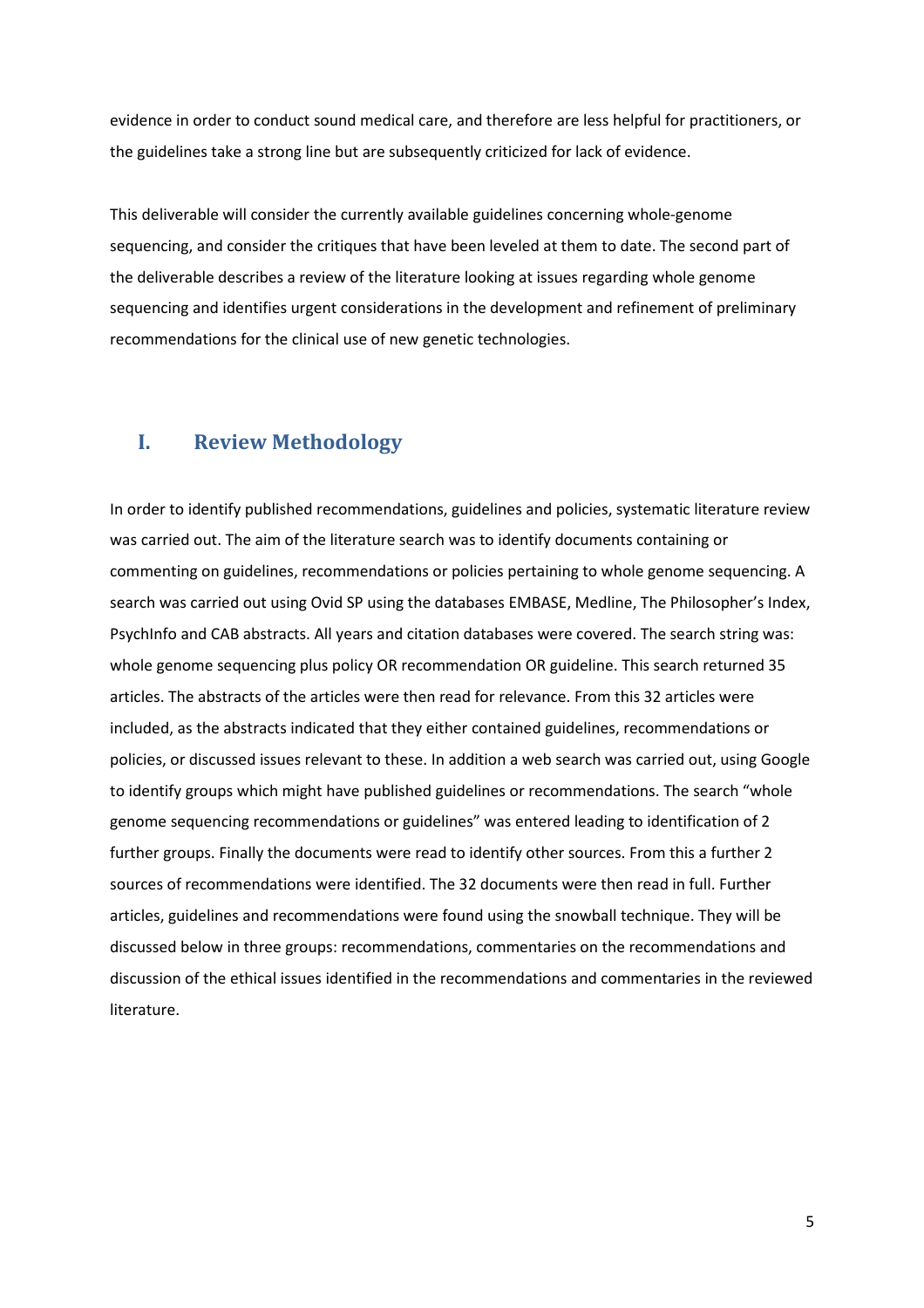evidence in order to conduct sound medical care, and therefore are less helpful for practitioners, or the guidelines take a strong line but are subsequently criticized for lack of evidence.

This deliverable will consider the currently available guidelines concerning whole-genome sequencing, and consider the critiques that have been leveled at them to date. The second part of the deliverable describes a review of the literature looking at issues regarding whole genome sequencing and identifies urgent considerations in the development and refinement of preliminary recommendations for the clinical use of new genetic technologies.

## I. Review Methodology

In order to identify published recommendations, guidelines and policies, systematic literature review was carried out. The aim of the literature search was to identify documents containing or commenting on guidelines, recommendations or policies pertaining to whole genome sequencing. A search was carried out using Ovid SP using the databases EMBASE, Medline, The Philosopher's Index, PsychInfo and CAB abstracts. All years and citation databases were covered. The search string was: whole genome sequencing plus policy OR recommendation OR guideline. This search returned 35 articles. The abstracts of the articles were then read for relevance. From this 32 articles were included, as the abstracts indicated that they either contained guidelines, recommendations or policies, or discussed issues relevant to these. In addition a web search was carried out, using Google to identify groups which might have published guidelines or recommendations. The search "whole genome sequencing recommendations or guidelines" was entered leading to identification of 2 further groups. Finally the documents were read to identify other sources. From this a further 2 sources of recommendations were identified. The 32 documents were then read in full. Further articles, guidelines and recommendations were found using the snowball technique. They will be discussed below in three groups: recommendations, commentaries on the recommendations and discussion of the ethical issues identified in the recommendations and commentaries in the reviewed literature.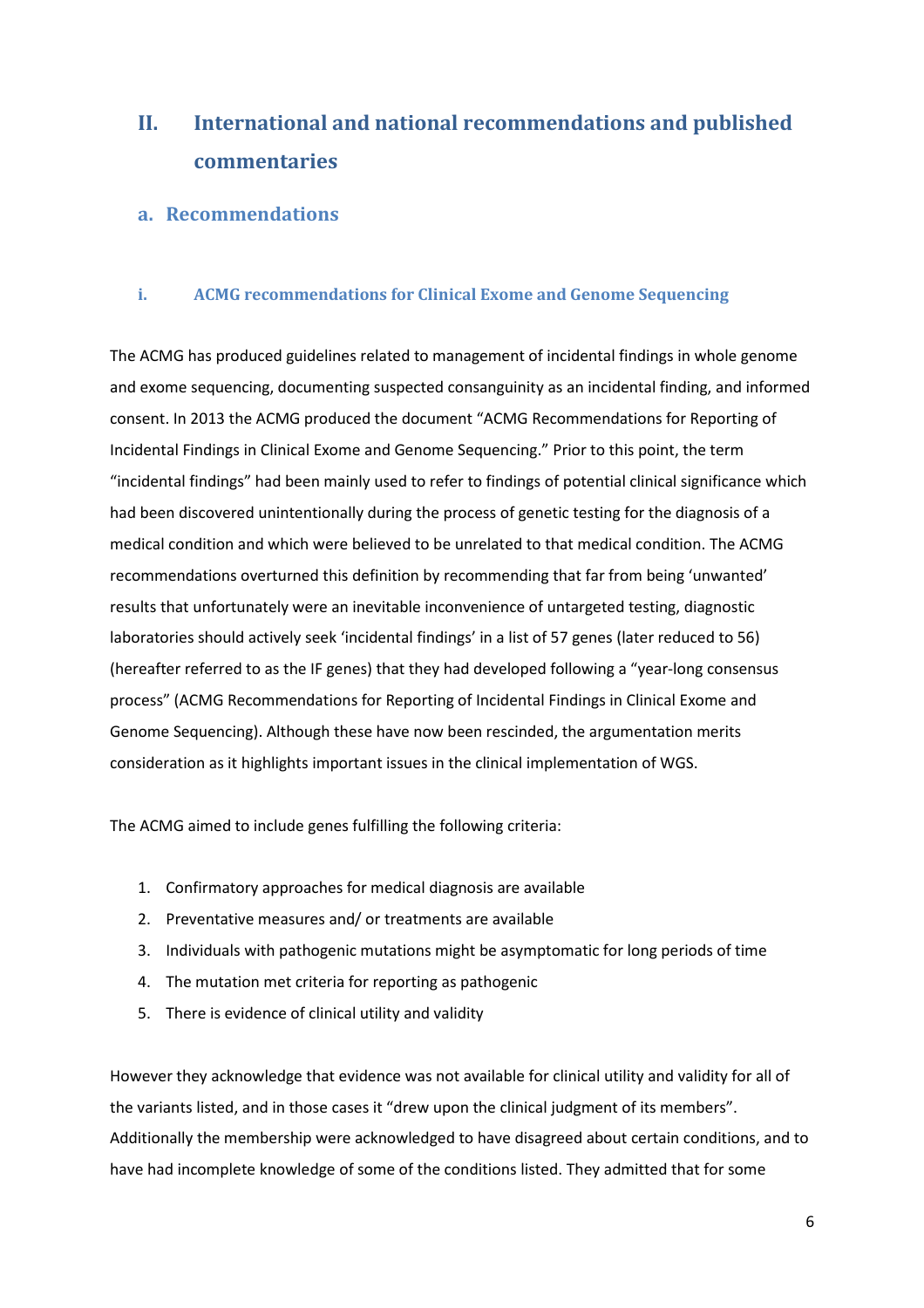## II. International and national recommendations and published commentaries

### a. Recommendations

#### i. ACMG recommendations for Clinical Exome and Genome Sequencing

The ACMG has produced guidelines related to management of incidental findings in whole genome and exome sequencing, documenting suspected consanguinity as an incidental finding, and informed consent. In 2013 the ACMG produced the document "ACMG Recommendations for Reporting of Incidental Findings in Clinical Exome and Genome Sequencing." Prior to this point, the term "incidental findings" had been mainly used to refer to findings of potential clinical significance which had been discovered unintentionally during the process of genetic testing for the diagnosis of a medical condition and which were believed to be unrelated to that medical condition. The ACMG recommendations overturned this definition by recommending that far from being 'unwanted' results that unfortunately were an inevitable inconvenience of untargeted testing, diagnostic laboratories should actively seek 'incidental findings' in a list of 57 genes (later reduced to 56) (hereafter referred to as the IF genes) that they had developed following a "year-long consensus process" (ACMG Recommendations for Reporting of Incidental Findings in Clinical Exome and Genome Sequencing). Although these have now been rescinded, the argumentation merits consideration as it highlights important issues in the clinical implementation of WGS.

The ACMG aimed to include genes fulfilling the following criteria:

1. Confirmatory approaches for medical diagnosis are available
2. Preventative measures and/ or treatments are available
3. Individuals with pathogenic mutations might be asymptomatic for long periods of time
4. The mutation met criteria for reporting as pathogenic
5. There is evidence of clinical utility and validity

However they acknowledge that evidence was not available for clinical utility and validity for all of the variants listed, and in those cases it "drew upon the clinical judgment of its members". Additionally the membership were acknowledged to have disagreed about certain conditions, and to have had incomplete knowledge of some of the conditions listed. They admitted that for some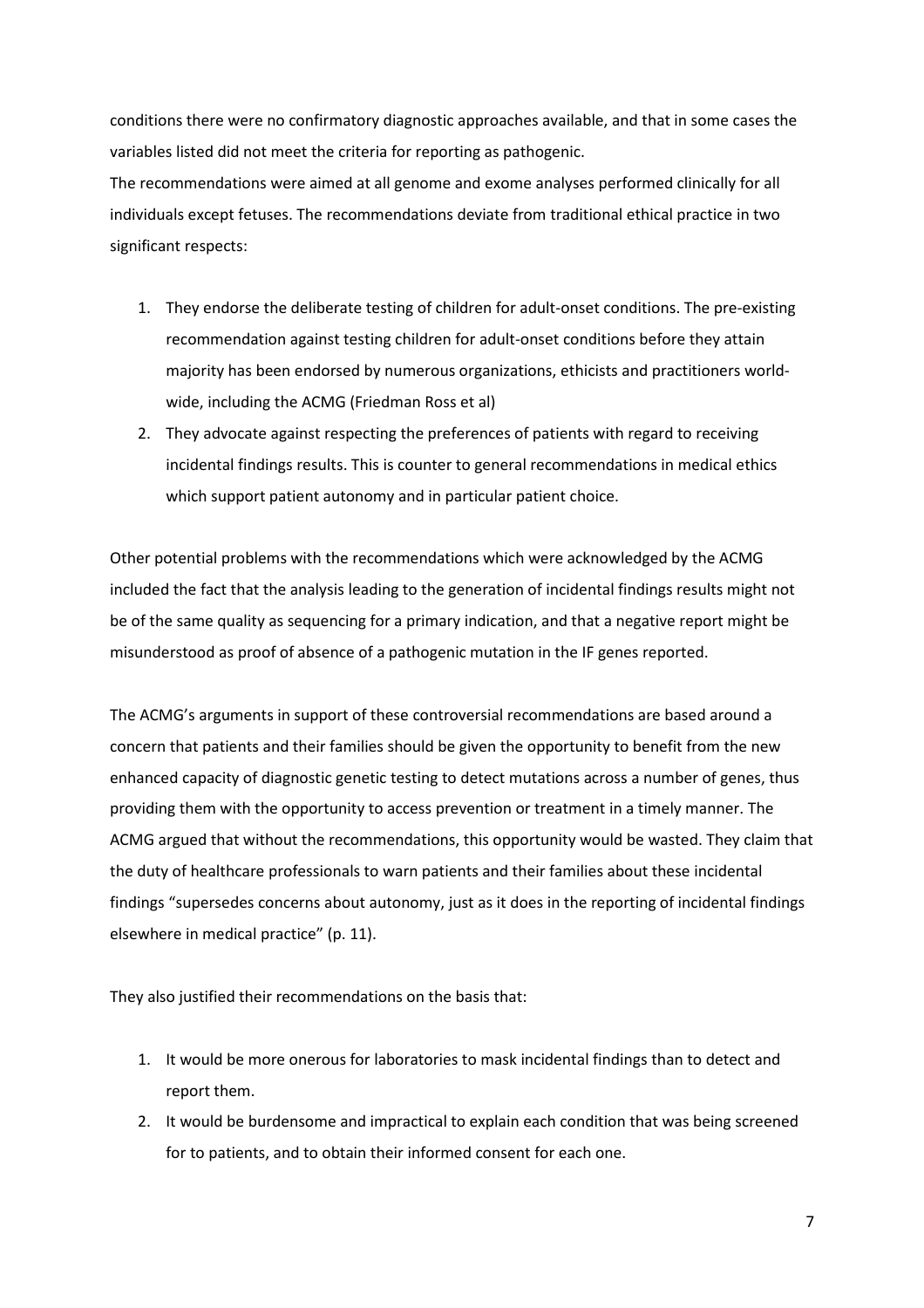conditions there were no confirmatory diagnostic approaches available, and that in some cases the variables listed did not meet the criteria for reporting as pathogenic.

The recommendations were aimed at all genome and exome analyses performed clinically for all individuals except fetuses. The recommendations deviate from traditional ethical practice in two significant respects:

1. They endorse the deliberate testing of children for adult-onset conditions. The pre-existing recommendation against testing children for adult-onset conditions before they attain majority has been endorsed by numerous organizations, ethicists and practitioners world-wide, including the ACMG (Friedman Ross et al)
2. They advocate against respecting the preferences of patients with regard to receiving incidental findings results. This is counter to general recommendations in medical ethics which support patient autonomy and in particular patient choice.

Other potential problems with the recommendations which were acknowledged by the ACMG included the fact that the analysis leading to the generation of incidental findings results might not be of the same quality as sequencing for a primary indication, and that a negative report might be misunderstood as proof of absence of a pathogenic mutation in the IF genes reported.

The ACMG's arguments in support of these controversial recommendations are based around a concern that patients and their families should be given the opportunity to benefit from the new enhanced capacity of diagnostic genetic testing to detect mutations across a number of genes, thus providing them with the opportunity to access prevention or treatment in a timely manner. The ACMG argued that without the recommendations, this opportunity would be wasted. They claim that the duty of healthcare professionals to warn patients and their families about these incidental findings "supersedes concerns about autonomy, just as it does in the reporting of incidental findings elsewhere in medical practice" (p. 11).

They also justified their recommendations on the basis that:

1. It would be more onerous for laboratories to mask incidental findings than to detect and report them.
2. It would be burdensome and impractical to explain each condition that was being screened for to patients, and to obtain their informed consent for each one.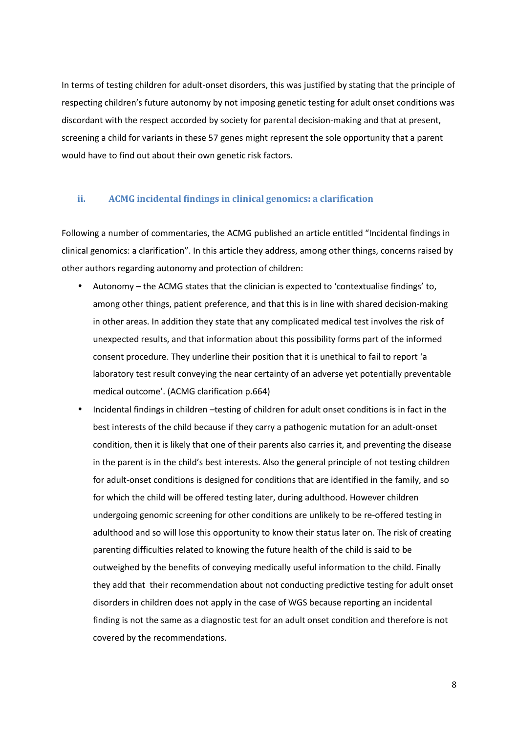In terms of testing children for adult-onset disorders, this was justified by stating that the principle of respecting children's future autonomy by not imposing genetic testing for adult onset conditions was discordant with the respect accorded by society for parental decision-making and that at present, screening a child for variants in these 57 genes might represent the sole opportunity that a parent would have to find out about their own genetic risk factors.

### ii. ACMG incidental findings in clinical genomics: a clarification

Following a number of commentaries, the ACMG published an article entitled "Incidental findings in clinical genomics: a clarification". In this article they address, among other things, concerns raised by other authors regarding autonomy and protection of children:

- Autonomy – the ACMG states that the clinician is expected to 'contextualise findings' to, among other things, patient preference, and that this is in line with shared decision-making in other areas. In addition they state that any complicated medical test involves the risk of unexpected results, and that information about this possibility forms part of the informed consent procedure. They underline their position that it is unethical to fail to report 'a laboratory test result conveying the near certainty of an adverse yet potentially preventable medical outcome'. (ACMG clarification p.664)
- Incidental findings in children –testing of children for adult onset conditions is in fact in the best interests of the child because if they carry a pathogenic mutation for an adult-onset condition, then it is likely that one of their parents also carries it, and preventing the disease in the parent is in the child's best interests. Also the general principle of not testing children for adult-onset conditions is designed for conditions that are identified in the family, and so for which the child will be offered testing later, during adulthood. However children undergoing genomic screening for other conditions are unlikely to be re-offered testing in adulthood and so will lose this opportunity to know their status later on. The risk of creating parenting difficulties related to knowing the future health of the child is said to be outweighed by the benefits of conveying medically useful information to the child. Finally they add that their recommendation about not conducting predictive testing for adult onset disorders in children does not apply in the case of WGS because reporting an incidental finding is not the same as a diagnostic test for an adult onset condition and therefore is not covered by the recommendations.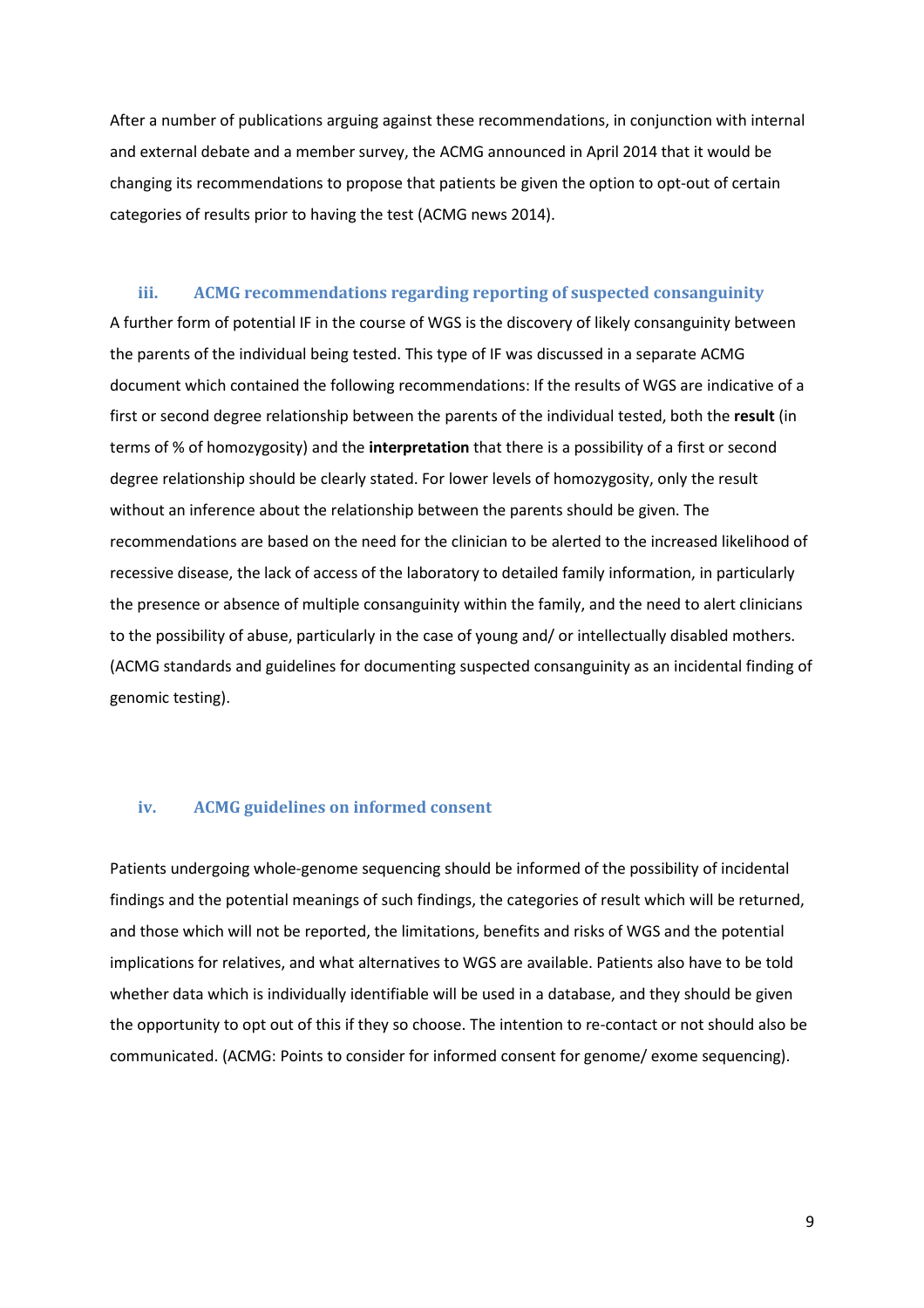After a number of publications arguing against these recommendations, in conjunction with internal and external debate and a member survey, the ACMG announced in April 2014 that it would be changing its recommendations to propose that patients be given the option to opt-out of certain categories of results prior to having the test (ACMG news 2014).

### iii. ACMG recommendations regarding reporting of suspected consanguinity

A further form of potential IF in the course of WGS is the discovery of likely consanguinity between the parents of the individual being tested. This type of IF was discussed in a separate ACMG document which contained the following recommendations: If the results of WGS are indicative of a first or second degree relationship between the parents of the individual tested, both the **result** (in terms of % of homozygosity) and the **interpretation** that there is a possibility of a first or second degree relationship should be clearly stated. For lower levels of homozygosity, only the result without an inference about the relationship between the parents should be given. The recommendations are based on the need for the clinician to be alerted to the increased likelihood of recessive disease, the lack of access of the laboratory to detailed family information, in particularly the presence or absence of multiple consanguinity within the family, and the need to alert clinicians to the possibility of abuse, particularly in the case of young and/ or intellectually disabled mothers. (ACMG standards and guidelines for documenting suspected consanguinity as an incidental finding of genomic testing).

### iv. ACMG guidelines on informed consent

Patients undergoing whole-genome sequencing should be informed of the possibility of incidental findings and the potential meanings of such findings, the categories of result which will be returned, and those which will not be reported, the limitations, benefits and risks of WGS and the potential implications for relatives, and what alternatives to WGS are available. Patients also have to be told whether data which is individually identifiable will be used in a database, and they should be given the opportunity to opt out of this if they so choose. The intention to re-contact or not should also be communicated. (ACMG: Points to consider for informed consent for genome/ exome sequencing).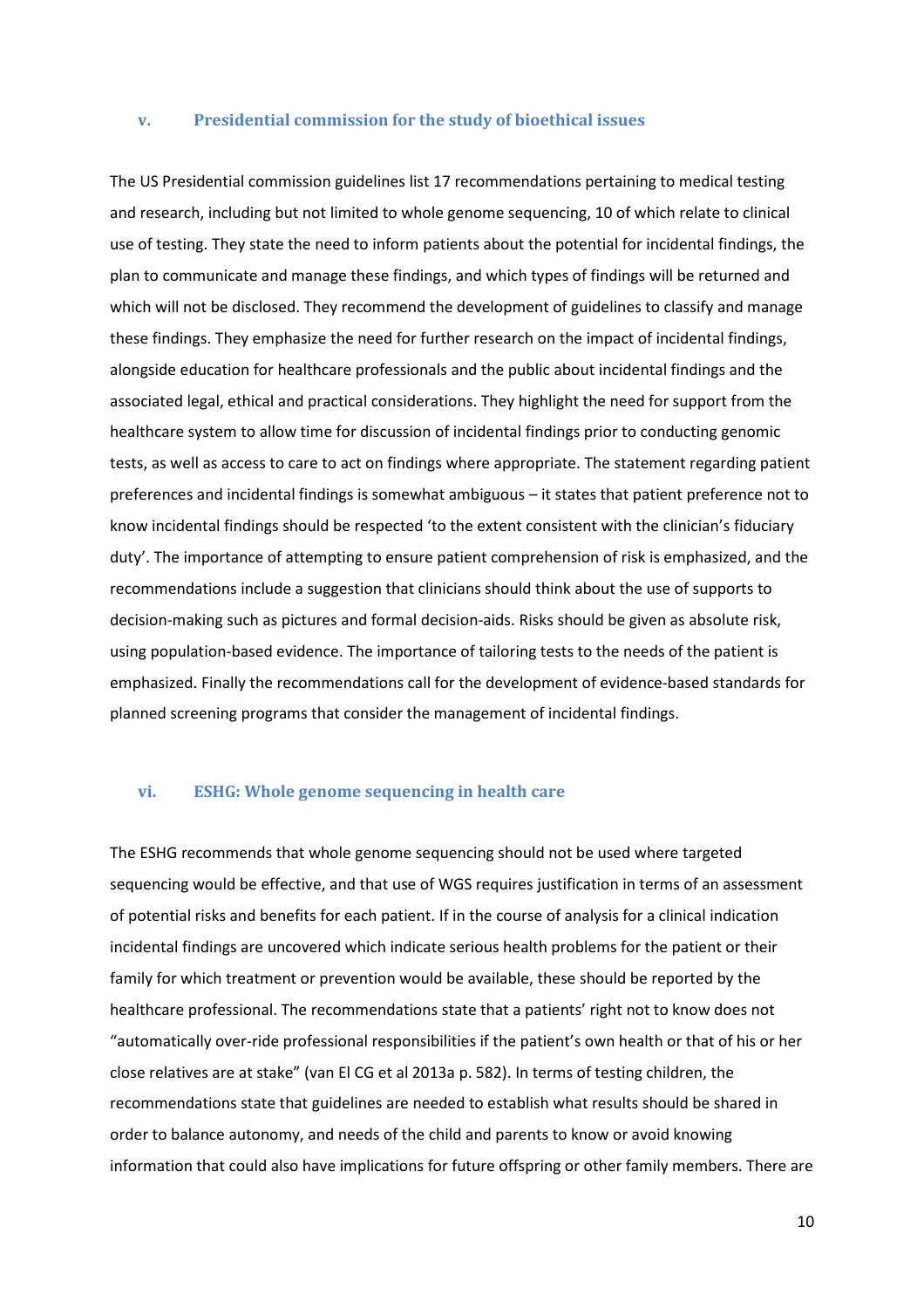### v. Presidential commission for the study of bioethical issues

The US Presidential commission guidelines list 17 recommendations pertaining to medical testing and research, including but not limited to whole genome sequencing, 10 of which relate to clinical use of testing. They state the need to inform patients about the potential for incidental findings, the plan to communicate and manage these findings, and which types of findings will be returned and which will not be disclosed. They recommend the development of guidelines to classify and manage these findings. They emphasize the need for further research on the impact of incidental findings, alongside education for healthcare professionals and the public about incidental findings and the associated legal, ethical and practical considerations. They highlight the need for support from the healthcare system to allow time for discussion of incidental findings prior to conducting genomic tests, as well as access to care to act on findings where appropriate. The statement regarding patient preferences and incidental findings is somewhat ambiguous – it states that patient preference not to know incidental findings should be respected 'to the extent consistent with the clinician's fiduciary duty'. The importance of attempting to ensure patient comprehension of risk is emphasized, and the recommendations include a suggestion that clinicians should think about the use of supports to decision-making such as pictures and formal decision-aids. Risks should be given as absolute risk, using population-based evidence. The importance of tailoring tests to the needs of the patient is emphasized. Finally the recommendations call for the development of evidence-based standards for planned screening programs that consider the management of incidental findings.

### vi. ESHG: Whole genome sequencing in health care

The ESHG recommends that whole genome sequencing should not be used where targeted sequencing would be effective, and that use of WGS requires justification in terms of an assessment of potential risks and benefits for each patient. If in the course of analysis for a clinical indication incidental findings are uncovered which indicate serious health problems for the patient or their family for which treatment or prevention would be available, these should be reported by the healthcare professional. The recommendations state that a patients' right not to know does not "automatically over-ride professional responsibilities if the patient's own health or that of his or her close relatives are at stake" (van El CG et al 2013a p. 582). In terms of testing children, the recommendations state that guidelines are needed to establish what results should be shared in order to balance autonomy, and needs of the child and parents to know or avoid knowing information that could also have implications for future offspring or other family members. There are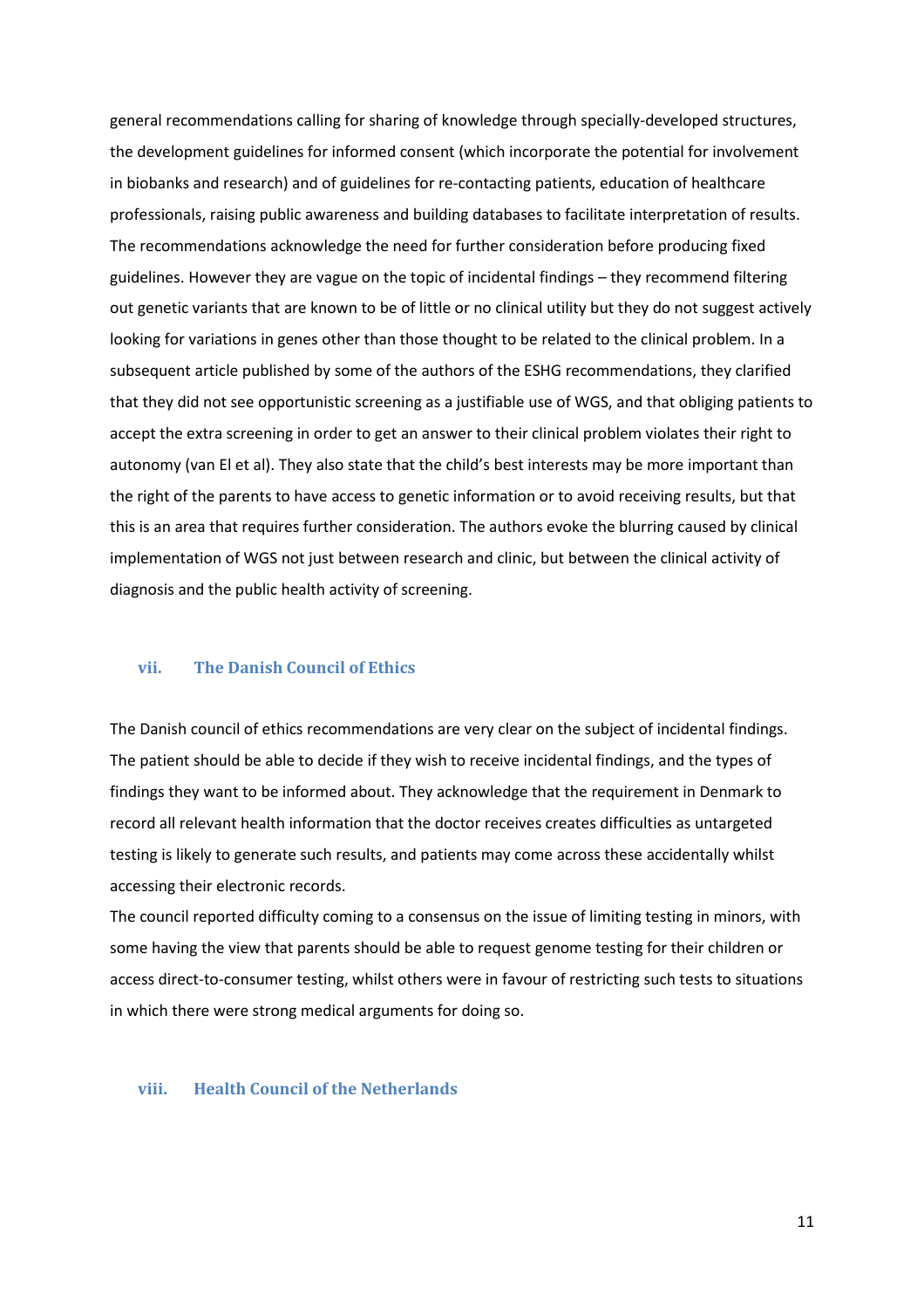general recommendations calling for sharing of knowledge through specially-developed structures, the development guidelines for informed consent (which incorporate the potential for involvement in biobanks and research) and of guidelines for re-contacting patients, education of healthcare professionals, raising public awareness and building databases to facilitate interpretation of results. The recommendations acknowledge the need for further consideration before producing fixed guidelines. However they are vague on the topic of incidental findings – they recommend filtering out genetic variants that are known to be of little or no clinical utility but they do not suggest actively looking for variations in genes other than those thought to be related to the clinical problem. In a subsequent article published by some of the authors of the ESHG recommendations, they clarified that they did not see opportunistic screening as a justifiable use of WGS, and that obliging patients to accept the extra screening in order to get an answer to their clinical problem violates their right to autonomy (van El et al). They also state that the child's best interests may be more important than the right of the parents to have access to genetic information or to avoid receiving results, but that this is an area that requires further consideration. The authors evoke the blurring caused by clinical implementation of WGS not just between research and clinic, but between the clinical activity of diagnosis and the public health activity of screening.

### vii. The Danish Council of Ethics

The Danish council of ethics recommendations are very clear on the subject of incidental findings. The patient should be able to decide if they wish to receive incidental findings, and the types of findings they want to be informed about. They acknowledge that the requirement in Denmark to record all relevant health information that the doctor receives creates difficulties as untargeted testing is likely to generate such results, and patients may come across these accidentally whilst accessing their electronic records.

The council reported difficulty coming to a consensus on the issue of limiting testing in minors, with some having the view that parents should be able to request genome testing for their children or access direct-to-consumer testing, whilst others were in favour of restricting such tests to situations in which there were strong medical arguments for doing so.

### viii. Health Council of the Netherlands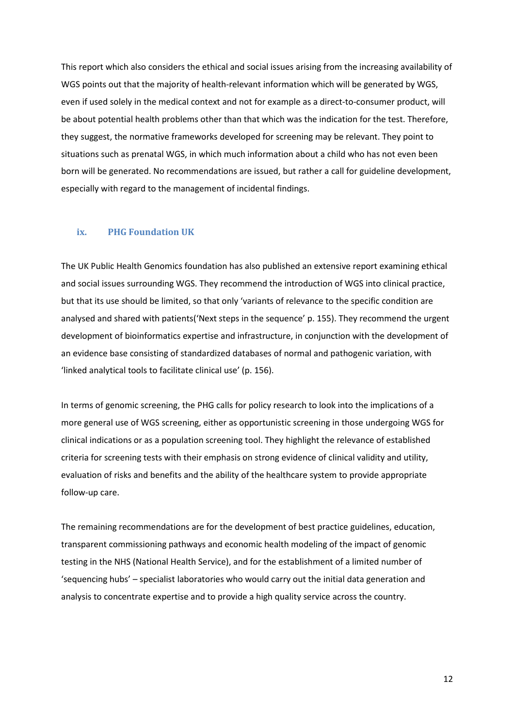This report which also considers the ethical and social issues arising from the increasing availability of WGS points out that the majority of health-relevant information which will be generated by WGS, even if used solely in the medical context and not for example as a direct-to-consumer product, will be about potential health problems other than that which was the indication for the test. Therefore, they suggest, the normative frameworks developed for screening may be relevant. They point to situations such as prenatal WGS, in which much information about a child who has not even been born will be generated. No recommendations are issued, but rather a call for guideline development, especially with regard to the management of incidental findings.

### ix. PHG Foundation UK

The UK Public Health Genomics foundation has also published an extensive report examining ethical and social issues surrounding WGS. They recommend the introduction of WGS into clinical practice, but that its use should be limited, so that only 'variants of relevance to the specific condition are analysed and shared with patients('Next steps in the sequence' p. 155). They recommend the urgent development of bioinformatics expertise and infrastructure, in conjunction with the development of an evidence base consisting of standardized databases of normal and pathogenic variation, with 'linked analytical tools to facilitate clinical use' (p. 156).

In terms of genomic screening, the PHG calls for policy research to look into the implications of a more general use of WGS screening, either as opportunistic screening in those undergoing WGS for clinical indications or as a population screening tool. They highlight the relevance of established criteria for screening tests with their emphasis on strong evidence of clinical validity and utility, evaluation of risks and benefits and the ability of the healthcare system to provide appropriate follow-up care.

The remaining recommendations are for the development of best practice guidelines, education, transparent commissioning pathways and economic health modeling of the impact of genomic testing in the NHS (National Health Service), and for the establishment of a limited number of 'sequencing hubs' – specialist laboratories who would carry out the initial data generation and analysis to concentrate expertise and to provide a high quality service across the country.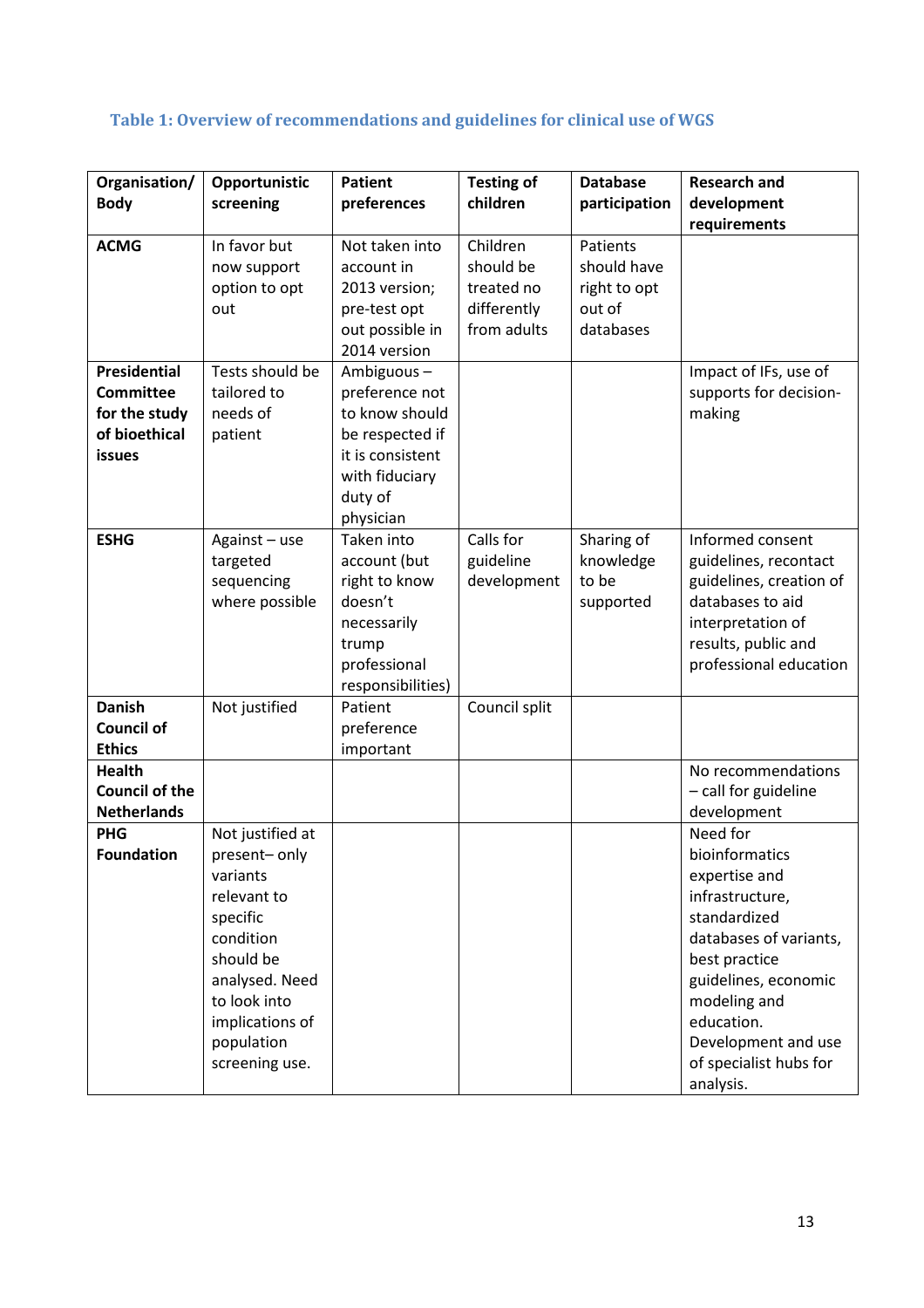### Table 1: Overview of recommendations and guidelines for clinical use of WGS

| Organisation/ Body | Opportunistic screening | Patient preferences | Testing of children | Database participation | Research and development requirements |
|---|---|---|---|---|---|
| **ACMG** | In favor but now support option to opt out | Not taken into account in 2013 version; pre-test opt out possible in 2014 version | Children should be treated no differently from adults | Patients should have right to opt out of databases | |
| **Presidential Committee for the study of bioethical issues** | Tests should be tailored to needs of patient | Ambiguous – preference not to know should be respected if it is consistent with fiduciary duty of physician | | | Impact of IFs, use of supports for decision-making |
| **ESHG** | Against – use targeted sequencing where possible | Taken into account (but right to know doesn't necessarily trump professional responsibilities) | Calls for guideline development | Sharing of knowledge to be supported | Informed consent guidelines, recontact guidelines, creation of databases to aid interpretation of results, public and professional education |
| **Danish Council of Ethics** | Not justified | Patient preference important | Council split | | |
| **Health Council of the Netherlands** | | | | | No recommendations – call for guideline development |
| **PHG Foundation** | Not justified at present– only variants relevant to specific condition should be analysed. Need to look into implications of population screening use. | | | | Need for bioinformatics expertise and infrastructure, standardized databases of variants, best practice guidelines, economic modeling and education. Development and use of specialist hubs for analysis. |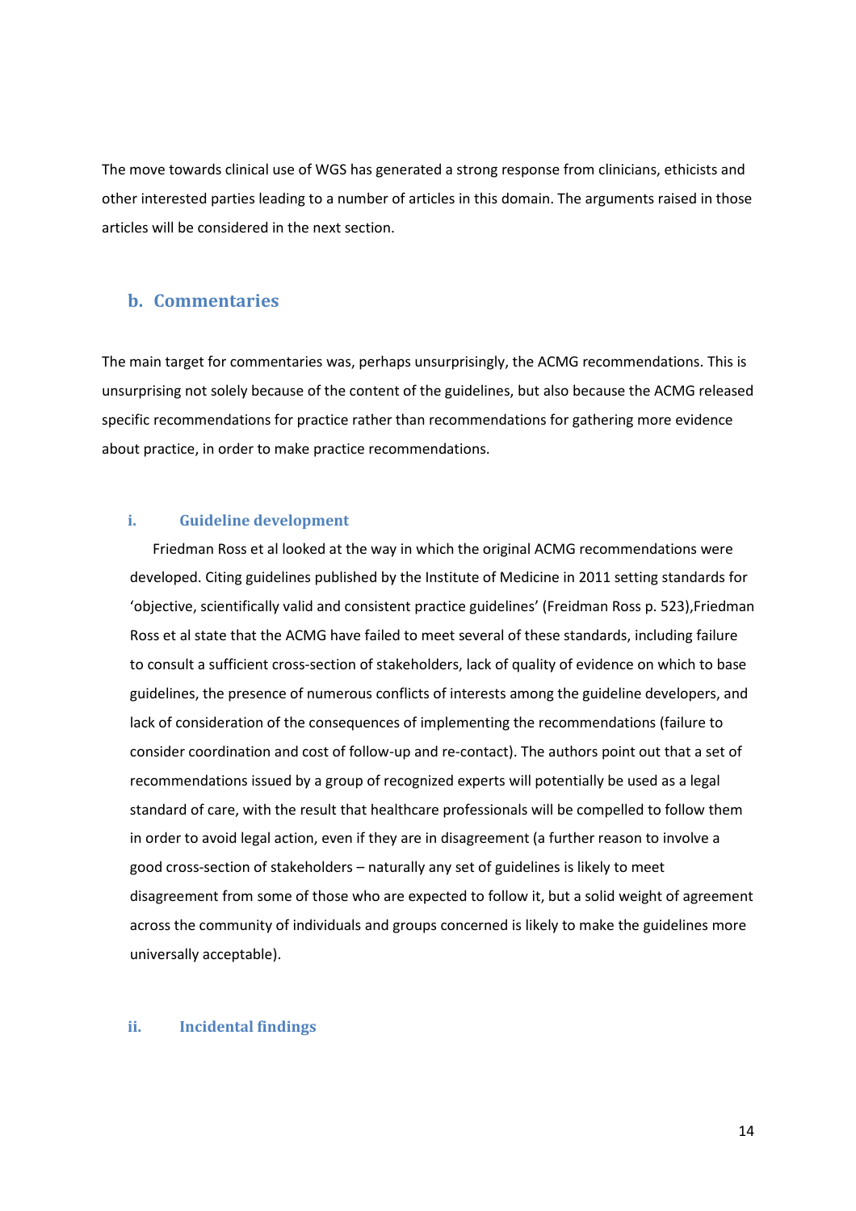The move towards clinical use of WGS has generated a strong response from clinicians, ethicists and other interested parties leading to a number of articles in this domain. The arguments raised in those articles will be considered in the next section.

## b. Commentaries

The main target for commentaries was, perhaps unsurprisingly, the ACMG recommendations. This is unsurprising not solely because of the content of the guidelines, but also because the ACMG released specific recommendations for practice rather than recommendations for gathering more evidence about practice, in order to make practice recommendations.

### i. Guideline development

Friedman Ross et al looked at the way in which the original ACMG recommendations were developed. Citing guidelines published by the Institute of Medicine in 2011 setting standards for 'objective, scientifically valid and consistent practice guidelines' (Freidman Ross p. 523),Friedman Ross et al state that the ACMG have failed to meet several of these standards, including failure to consult a sufficient cross-section of stakeholders, lack of quality of evidence on which to base guidelines, the presence of numerous conflicts of interests among the guideline developers, and lack of consideration of the consequences of implementing the recommendations (failure to consider coordination and cost of follow-up and re-contact). The authors point out that a set of recommendations issued by a group of recognized experts will potentially be used as a legal standard of care, with the result that healthcare professionals will be compelled to follow them in order to avoid legal action, even if they are in disagreement (a further reason to involve a good cross-section of stakeholders – naturally any set of guidelines is likely to meet disagreement from some of those who are expected to follow it, but a solid weight of agreement across the community of individuals and groups concerned is likely to make the guidelines more universally acceptable).

### ii. Incidental findings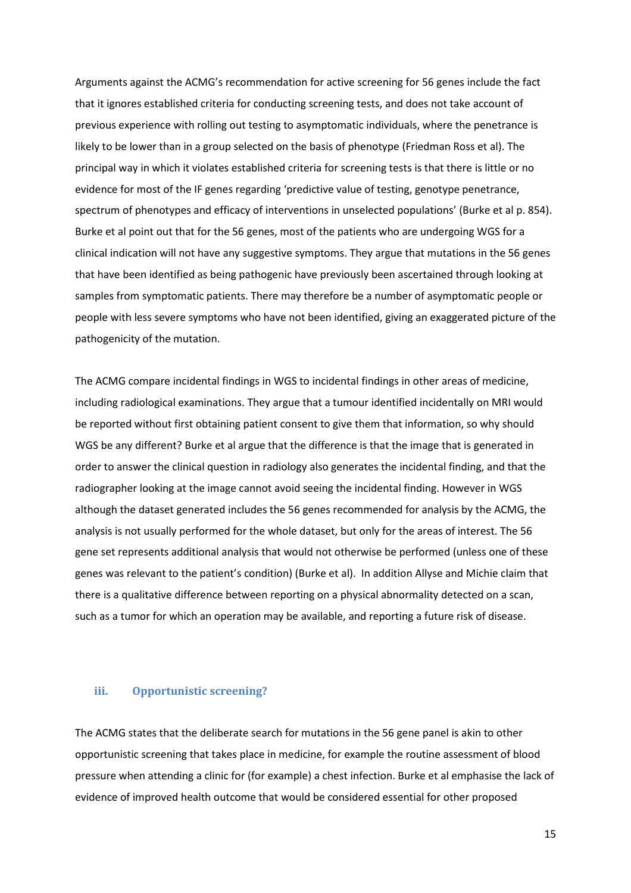Arguments against the ACMG's recommendation for active screening for 56 genes include the fact that it ignores established criteria for conducting screening tests, and does not take account of previous experience with rolling out testing to asymptomatic individuals, where the penetrance is likely to be lower than in a group selected on the basis of phenotype (Friedman Ross et al). The principal way in which it violates established criteria for screening tests is that there is little or no evidence for most of the IF genes regarding 'predictive value of testing, genotype penetrance, spectrum of phenotypes and efficacy of interventions in unselected populations' (Burke et al p. 854). Burke et al point out that for the 56 genes, most of the patients who are undergoing WGS for a clinical indication will not have any suggestive symptoms. They argue that mutations in the 56 genes that have been identified as being pathogenic have previously been ascertained through looking at samples from symptomatic patients. There may therefore be a number of asymptomatic people or people with less severe symptoms who have not been identified, giving an exaggerated picture of the pathogenicity of the mutation.

The ACMG compare incidental findings in WGS to incidental findings in other areas of medicine, including radiological examinations. They argue that a tumour identified incidentally on MRI would be reported without first obtaining patient consent to give them that information, so why should WGS be any different? Burke et al argue that the difference is that the image that is generated in order to answer the clinical question in radiology also generates the incidental finding, and that the radiographer looking at the image cannot avoid seeing the incidental finding. However in WGS although the dataset generated includes the 56 genes recommended for analysis by the ACMG, the analysis is not usually performed for the whole dataset, but only for the areas of interest. The 56 gene set represents additional analysis that would not otherwise be performed (unless one of these genes was relevant to the patient's condition) (Burke et al). In addition Allyse and Michie claim that there is a qualitative difference between reporting on a physical abnormality detected on a scan, such as a tumor for which an operation may be available, and reporting a future risk of disease.

### iii. Opportunistic screening?

The ACMG states that the deliberate search for mutations in the 56 gene panel is akin to other opportunistic screening that takes place in medicine, for example the routine assessment of blood pressure when attending a clinic for (for example) a chest infection. Burke et al emphasise the lack of evidence of improved health outcome that would be considered essential for other proposed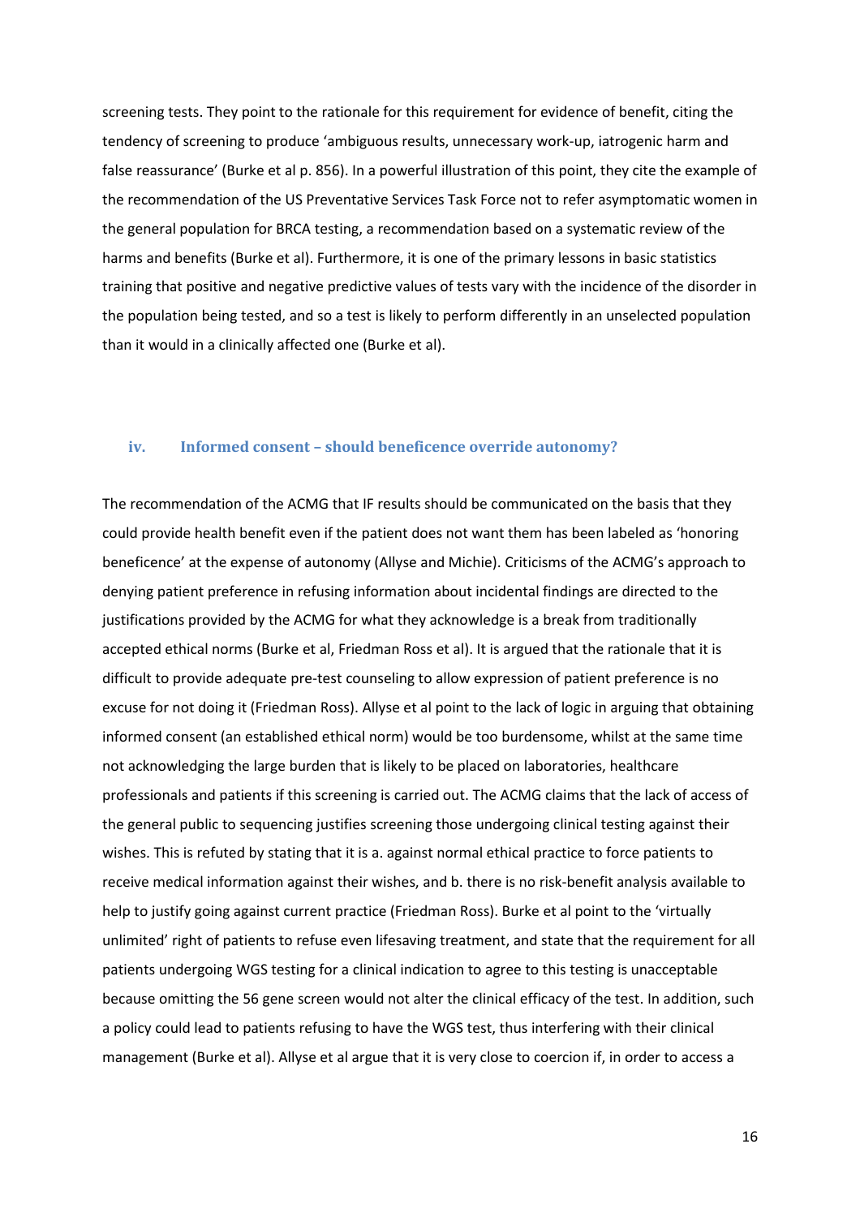screening tests. They point to the rationale for this requirement for evidence of benefit, citing the tendency of screening to produce 'ambiguous results, unnecessary work-up, iatrogenic harm and false reassurance' (Burke et al p. 856). In a powerful illustration of this point, they cite the example of the recommendation of the US Preventative Services Task Force not to refer asymptomatic women in the general population for BRCA testing, a recommendation based on a systematic review of the harms and benefits (Burke et al). Furthermore, it is one of the primary lessons in basic statistics training that positive and negative predictive values of tests vary with the incidence of the disorder in the population being tested, and so a test is likely to perform differently in an unselected population than it would in a clinically affected one (Burke et al).

### iv. Informed consent – should beneficence override autonomy?

The recommendation of the ACMG that IF results should be communicated on the basis that they could provide health benefit even if the patient does not want them has been labeled as 'honoring beneficence' at the expense of autonomy (Allyse and Michie). Criticisms of the ACMG's approach to denying patient preference in refusing information about incidental findings are directed to the justifications provided by the ACMG for what they acknowledge is a break from traditionally accepted ethical norms (Burke et al, Friedman Ross et al). It is argued that the rationale that it is difficult to provide adequate pre-test counseling to allow expression of patient preference is no excuse for not doing it (Friedman Ross). Allyse et al point to the lack of logic in arguing that obtaining informed consent (an established ethical norm) would be too burdensome, whilst at the same time not acknowledging the large burden that is likely to be placed on laboratories, healthcare professionals and patients if this screening is carried out. The ACMG claims that the lack of access of the general public to sequencing justifies screening those undergoing clinical testing against their wishes. This is refuted by stating that it is a. against normal ethical practice to force patients to receive medical information against their wishes, and b. there is no risk-benefit analysis available to help to justify going against current practice (Friedman Ross). Burke et al point to the 'virtually unlimited' right of patients to refuse even lifesaving treatment, and state that the requirement for all patients undergoing WGS testing for a clinical indication to agree to this testing is unacceptable because omitting the 56 gene screen would not alter the clinical efficacy of the test. In addition, such a policy could lead to patients refusing to have the WGS test, thus interfering with their clinical management (Burke et al). Allyse et al argue that it is very close to coercion if, in order to access a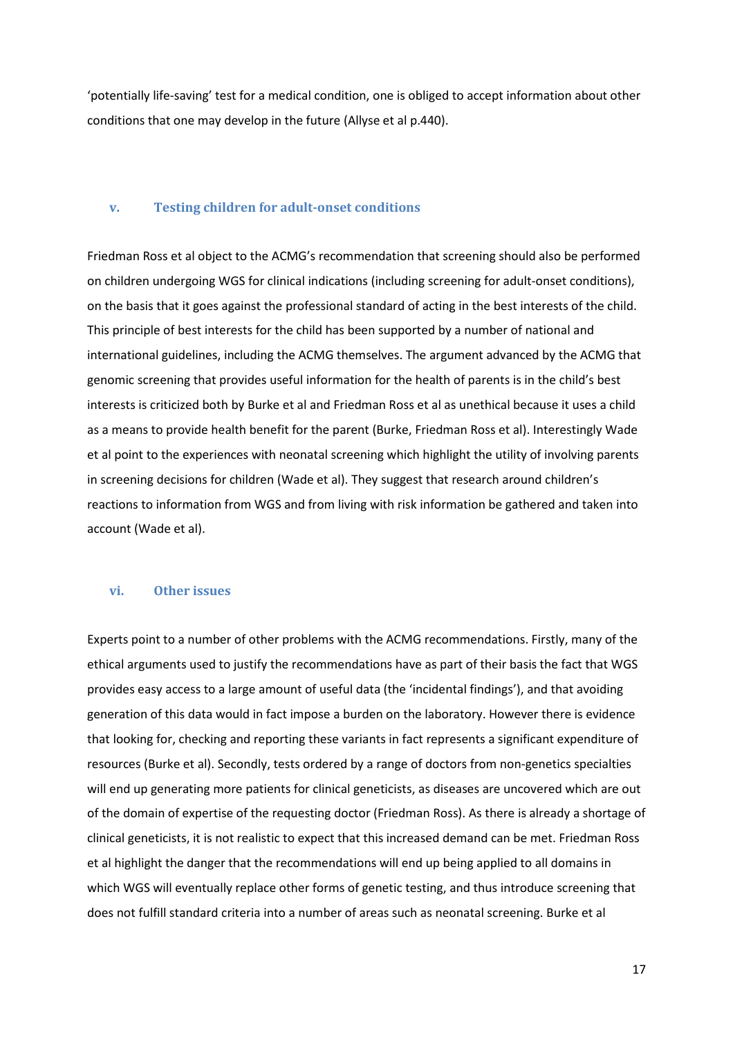'potentially life-saving' test for a medical condition, one is obliged to accept information about other conditions that one may develop in the future (Allyse et al p.440).

### v. Testing children for adult-onset conditions

Friedman Ross et al object to the ACMG's recommendation that screening should also be performed on children undergoing WGS for clinical indications (including screening for adult-onset conditions), on the basis that it goes against the professional standard of acting in the best interests of the child. This principle of best interests for the child has been supported by a number of national and international guidelines, including the ACMG themselves. The argument advanced by the ACMG that genomic screening that provides useful information for the health of parents is in the child's best interests is criticized both by Burke et al and Friedman Ross et al as unethical because it uses a child as a means to provide health benefit for the parent (Burke, Friedman Ross et al). Interestingly Wade et al point to the experiences with neonatal screening which highlight the utility of involving parents in screening decisions for children (Wade et al). They suggest that research around children's reactions to information from WGS and from living with risk information be gathered and taken into account (Wade et al).

### vi. Other issues

Experts point to a number of other problems with the ACMG recommendations. Firstly, many of the ethical arguments used to justify the recommendations have as part of their basis the fact that WGS provides easy access to a large amount of useful data (the 'incidental findings'), and that avoiding generation of this data would in fact impose a burden on the laboratory. However there is evidence that looking for, checking and reporting these variants in fact represents a significant expenditure of resources (Burke et al). Secondly, tests ordered by a range of doctors from non-genetics specialties will end up generating more patients for clinical geneticists, as diseases are uncovered which are out of the domain of expertise of the requesting doctor (Friedman Ross). As there is already a shortage of clinical geneticists, it is not realistic to expect that this increased demand can be met. Friedman Ross et al highlight the danger that the recommendations will end up being applied to all domains in which WGS will eventually replace other forms of genetic testing, and thus introduce screening that does not fulfill standard criteria into a number of areas such as neonatal screening. Burke et al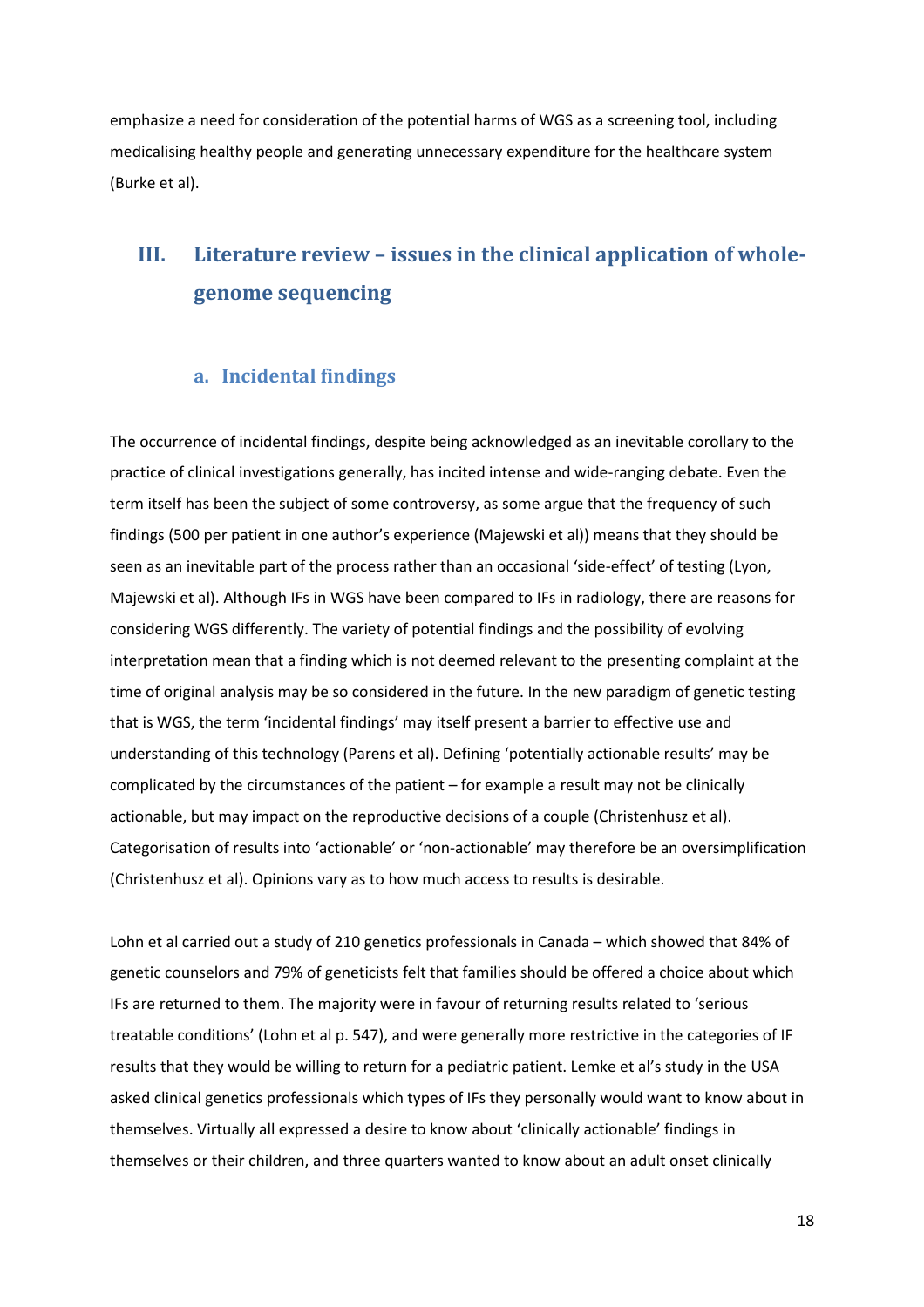emphasize a need for consideration of the potential harms of WGS as a screening tool, including medicalising healthy people and generating unnecessary expenditure for the healthcare system (Burke et al).

## III. Literature review – issues in the clinical application of whole-genome sequencing

### a. Incidental findings

The occurrence of incidental findings, despite being acknowledged as an inevitable corollary to the practice of clinical investigations generally, has incited intense and wide-ranging debate. Even the term itself has been the subject of some controversy, as some argue that the frequency of such findings (500 per patient in one author's experience (Majewski et al)) means that they should be seen as an inevitable part of the process rather than an occasional 'side-effect' of testing (Lyon, Majewski et al). Although IFs in WGS have been compared to IFs in radiology, there are reasons for considering WGS differently. The variety of potential findings and the possibility of evolving interpretation mean that a finding which is not deemed relevant to the presenting complaint at the time of original analysis may be so considered in the future. In the new paradigm of genetic testing that is WGS, the term 'incidental findings' may itself present a barrier to effective use and understanding of this technology (Parens et al). Defining 'potentially actionable results' may be complicated by the circumstances of the patient – for example a result may not be clinically actionable, but may impact on the reproductive decisions of a couple (Christenhusz et al). Categorisation of results into 'actionable' or 'non-actionable' may therefore be an oversimplification (Christenhusz et al). Opinions vary as to how much access to results is desirable.

Lohn et al carried out a study of 210 genetics professionals in Canada – which showed that 84% of genetic counselors and 79% of geneticists felt that families should be offered a choice about which IFs are returned to them. The majority were in favour of returning results related to 'serious treatable conditions' (Lohn et al p. 547), and were generally more restrictive in the categories of IF results that they would be willing to return for a pediatric patient. Lemke et al's study in the USA asked clinical genetics professionals which types of IFs they personally would want to know about in themselves. Virtually all expressed a desire to know about 'clinically actionable' findings in themselves or their children, and three quarters wanted to know about an adult onset clinically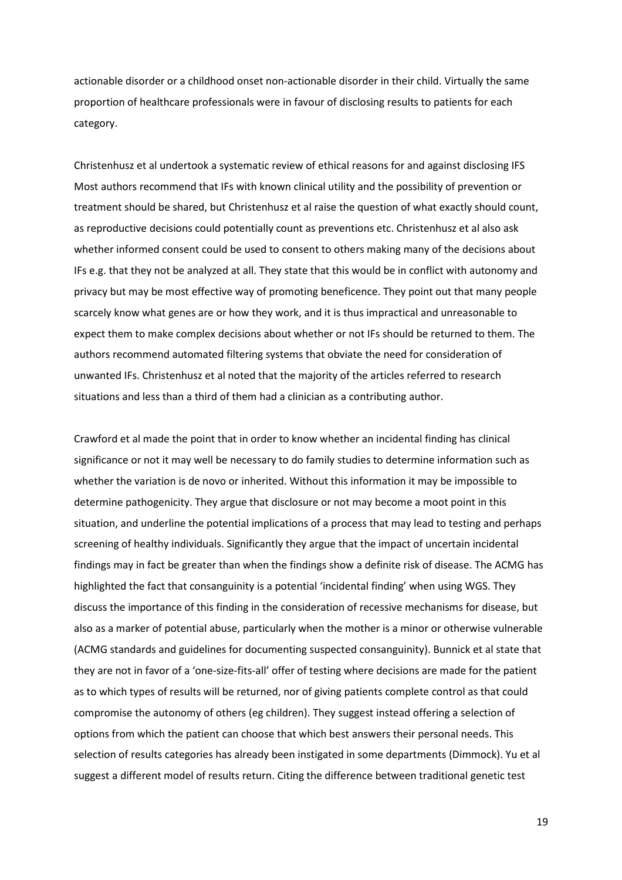actionable disorder or a childhood onset non-actionable disorder in their child. Virtually the same proportion of healthcare professionals were in favour of disclosing results to patients for each category.

Christenhusz et al undertook a systematic review of ethical reasons for and against disclosing IFS Most authors recommend that IFs with known clinical utility and the possibility of prevention or treatment should be shared, but Christenhusz et al raise the question of what exactly should count, as reproductive decisions could potentially count as preventions etc. Christenhusz et al also ask whether informed consent could be used to consent to others making many of the decisions about IFs e.g. that they not be analyzed at all. They state that this would be in conflict with autonomy and privacy but may be most effective way of promoting beneficence. They point out that many people scarcely know what genes are or how they work, and it is thus impractical and unreasonable to expect them to make complex decisions about whether or not IFs should be returned to them. The authors recommend automated filtering systems that obviate the need for consideration of unwanted IFs. Christenhusz et al noted that the majority of the articles referred to research situations and less than a third of them had a clinician as a contributing author.

Crawford et al made the point that in order to know whether an incidental finding has clinical significance or not it may well be necessary to do family studies to determine information such as whether the variation is de novo or inherited. Without this information it may be impossible to determine pathogenicity. They argue that disclosure or not may become a moot point in this situation, and underline the potential implications of a process that may lead to testing and perhaps screening of healthy individuals. Significantly they argue that the impact of uncertain incidental findings may in fact be greater than when the findings show a definite risk of disease. The ACMG has highlighted the fact that consanguinity is a potential 'incidental finding' when using WGS. They discuss the importance of this finding in the consideration of recessive mechanisms for disease, but also as a marker of potential abuse, particularly when the mother is a minor or otherwise vulnerable (ACMG standards and guidelines for documenting suspected consanguinity). Bunnick et al state that they are not in favor of a 'one-size-fits-all' offer of testing where decisions are made for the patient as to which types of results will be returned, nor of giving patients complete control as that could compromise the autonomy of others (eg children). They suggest instead offering a selection of options from which the patient can choose that which best answers their personal needs. This selection of results categories has already been instigated in some departments (Dimmock). Yu et al suggest a different model of results return. Citing the difference between traditional genetic test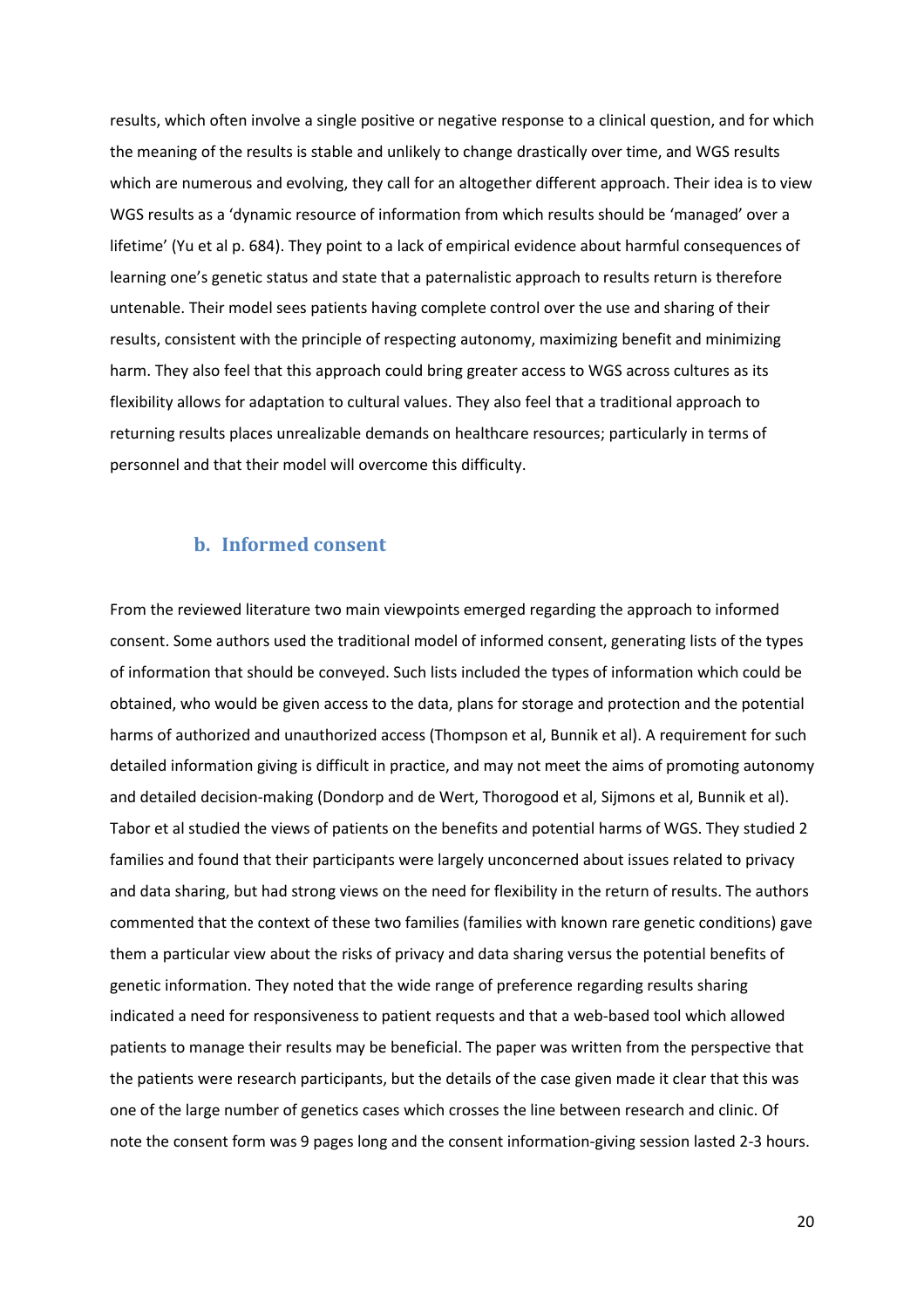results, which often involve a single positive or negative response to a clinical question, and for which the meaning of the results is stable and unlikely to change drastically over time, and WGS results which are numerous and evolving, they call for an altogether different approach. Their idea is to view WGS results as a 'dynamic resource of information from which results should be 'managed' over a lifetime' (Yu et al p. 684). They point to a lack of empirical evidence about harmful consequences of learning one's genetic status and state that a paternalistic approach to results return is therefore untenable. Their model sees patients having complete control over the use and sharing of their results, consistent with the principle of respecting autonomy, maximizing benefit and minimizing harm. They also feel that this approach could bring greater access to WGS across cultures as its flexibility allows for adaptation to cultural values. They also feel that a traditional approach to returning results places unrealizable demands on healthcare resources; particularly in terms of personnel and that their model will overcome this difficulty.

### b. Informed consent

From the reviewed literature two main viewpoints emerged regarding the approach to informed consent. Some authors used the traditional model of informed consent, generating lists of the types of information that should be conveyed. Such lists included the types of information which could be obtained, who would be given access to the data, plans for storage and protection and the potential harms of authorized and unauthorized access (Thompson et al, Bunnik et al). A requirement for such detailed information giving is difficult in practice, and may not meet the aims of promoting autonomy and detailed decision-making (Dondorp and de Wert, Thorogood et al, Sijmons et al, Bunnik et al). Tabor et al studied the views of patients on the benefits and potential harms of WGS. They studied 2 families and found that their participants were largely unconcerned about issues related to privacy and data sharing, but had strong views on the need for flexibility in the return of results. The authors commented that the context of these two families (families with known rare genetic conditions) gave them a particular view about the risks of privacy and data sharing versus the potential benefits of genetic information. They noted that the wide range of preference regarding results sharing indicated a need for responsiveness to patient requests and that a web-based tool which allowed patients to manage their results may be beneficial. The paper was written from the perspective that the patients were research participants, but the details of the case given made it clear that this was one of the large number of genetics cases which crosses the line between research and clinic. Of note the consent form was 9 pages long and the consent information-giving session lasted 2-3 hours.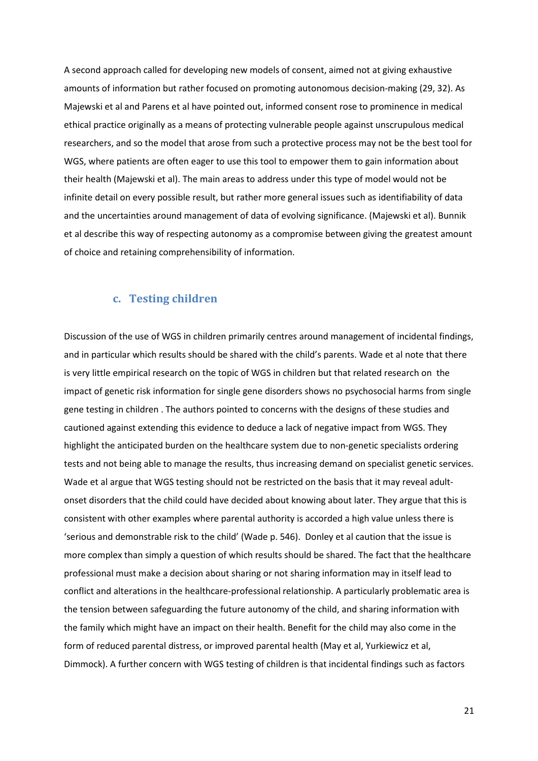A second approach called for developing new models of consent, aimed not at giving exhaustive amounts of information but rather focused on promoting autonomous decision-making (29, 32). As Majewski et al and Parens et al have pointed out, informed consent rose to prominence in medical ethical practice originally as a means of protecting vulnerable people against unscrupulous medical researchers, and so the model that arose from such a protective process may not be the best tool for WGS, where patients are often eager to use this tool to empower them to gain information about their health (Majewski et al). The main areas to address under this type of model would not be infinite detail on every possible result, but rather more general issues such as identifiability of data and the uncertainties around management of data of evolving significance. (Majewski et al). Bunnik et al describe this way of respecting autonomy as a compromise between giving the greatest amount of choice and retaining comprehensibility of information.

### c. Testing children

Discussion of the use of WGS in children primarily centres around management of incidental findings, and in particular which results should be shared with the child's parents. Wade et al note that there is very little empirical research on the topic of WGS in children but that related research on the impact of genetic risk information for single gene disorders shows no psychosocial harms from single gene testing in children . The authors pointed to concerns with the designs of these studies and cautioned against extending this evidence to deduce a lack of negative impact from WGS. They highlight the anticipated burden on the healthcare system due to non-genetic specialists ordering tests and not being able to manage the results, thus increasing demand on specialist genetic services. Wade et al argue that WGS testing should not be restricted on the basis that it may reveal adult-onset disorders that the child could have decided about knowing about later. They argue that this is consistent with other examples where parental authority is accorded a high value unless there is 'serious and demonstrable risk to the child' (Wade p. 546). Donley et al caution that the issue is more complex than simply a question of which results should be shared. The fact that the healthcare professional must make a decision about sharing or not sharing information may in itself lead to conflict and alterations in the healthcare-professional relationship. A particularly problematic area is the tension between safeguarding the future autonomy of the child, and sharing information with the family which might have an impact on their health. Benefit for the child may also come in the form of reduced parental distress, or improved parental health (May et al, Yurkiewicz et al, Dimmock). A further concern with WGS testing of children is that incidental findings such as factors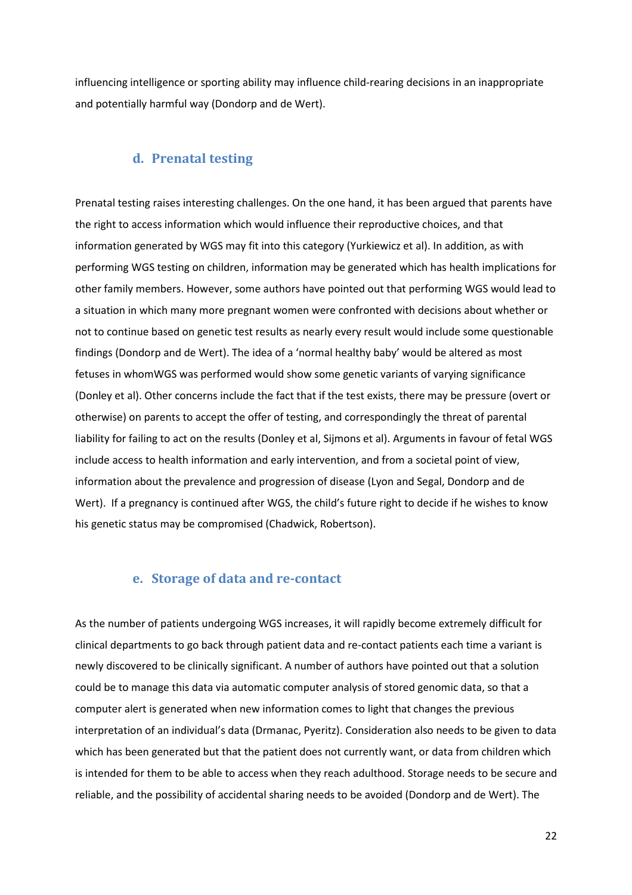influencing intelligence or sporting ability may influence child-rearing decisions in an inappropriate and potentially harmful way (Dondorp and de Wert).

### d. Prenatal testing

Prenatal testing raises interesting challenges. On the one hand, it has been argued that parents have the right to access information which would influence their reproductive choices, and that information generated by WGS may fit into this category (Yurkiewicz et al). In addition, as with performing WGS testing on children, information may be generated which has health implications for other family members. However, some authors have pointed out that performing WGS would lead to a situation in which many more pregnant women were confronted with decisions about whether or not to continue based on genetic test results as nearly every result would include some questionable findings (Dondorp and de Wert). The idea of a 'normal healthy baby' would be altered as most fetuses in whomWGS was performed would show some genetic variants of varying significance (Donley et al). Other concerns include the fact that if the test exists, there may be pressure (overt or otherwise) on parents to accept the offer of testing, and correspondingly the threat of parental liability for failing to act on the results (Donley et al, Sijmons et al). Arguments in favour of fetal WGS include access to health information and early intervention, and from a societal point of view, information about the prevalence and progression of disease (Lyon and Segal, Dondorp and de Wert). If a pregnancy is continued after WGS, the child's future right to decide if he wishes to know his genetic status may be compromised (Chadwick, Robertson).

### e. Storage of data and re-contact

As the number of patients undergoing WGS increases, it will rapidly become extremely difficult for clinical departments to go back through patient data and re-contact patients each time a variant is newly discovered to be clinically significant. A number of authors have pointed out that a solution could be to manage this data via automatic computer analysis of stored genomic data, so that a computer alert is generated when new information comes to light that changes the previous interpretation of an individual's data (Drmanac, Pyeritz). Consideration also needs to be given to data which has been generated but that the patient does not currently want, or data from children which is intended for them to be able to access when they reach adulthood. Storage needs to be secure and reliable, and the possibility of accidental sharing needs to be avoided (Dondorp and de Wert). The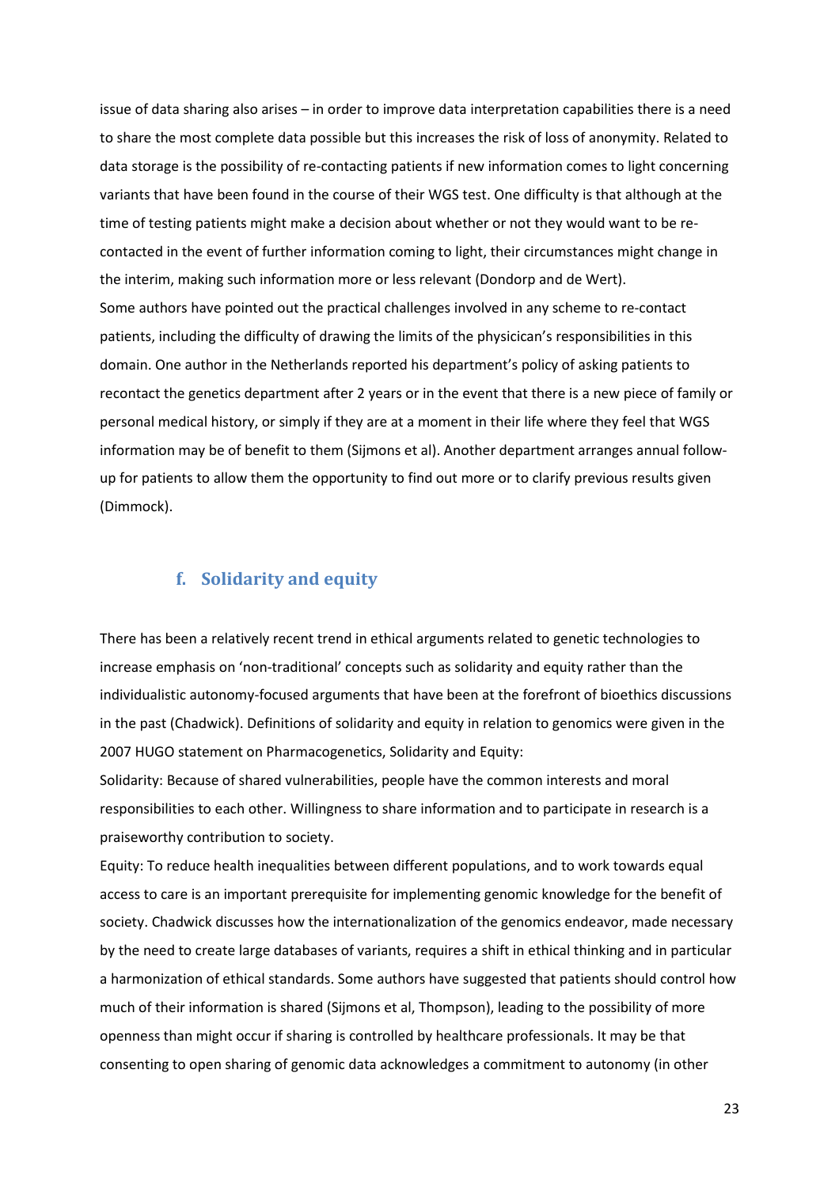issue of data sharing also arises – in order to improve data interpretation capabilities there is a need to share the most complete data possible but this increases the risk of loss of anonymity. Related to data storage is the possibility of re-contacting patients if new information comes to light concerning variants that have been found in the course of their WGS test. One difficulty is that although at the time of testing patients might make a decision about whether or not they would want to be re-contacted in the event of further information coming to light, their circumstances might change in the interim, making such information more or less relevant (Dondorp and de Wert).

Some authors have pointed out the practical challenges involved in any scheme to re-contact patients, including the difficulty of drawing the limits of the physician's responsibilities in this domain. One author in the Netherlands reported his department's policy of asking patients to recontact the genetics department after 2 years or in the event that there is a new piece of family or personal medical history, or simply if they are at a moment in their life where they feel that WGS information may be of benefit to them (Sijmons et al). Another department arranges annual follow-up for patients to allow them the opportunity to find out more or to clarify previous results given (Dimmock).

### f. Solidarity and equity

There has been a relatively recent trend in ethical arguments related to genetic technologies to increase emphasis on 'non-traditional' concepts such as solidarity and equity rather than the individualistic autonomy-focused arguments that have been at the forefront of bioethics discussions in the past (Chadwick). Definitions of solidarity and equity in relation to genomics were given in the 2007 HUGO statement on Pharmacogenetics, Solidarity and Equity:

Solidarity: Because of shared vulnerabilities, people have the common interests and moral responsibilities to each other. Willingness to share information and to participate in research is a praiseworthy contribution to society.

Equity: To reduce health inequalities between different populations, and to work towards equal access to care is an important prerequisite for implementing genomic knowledge for the benefit of society. Chadwick discusses how the internationalization of the genomics endeavor, made necessary by the need to create large databases of variants, requires a shift in ethical thinking and in particular a harmonization of ethical standards. Some authors have suggested that patients should control how much of their information is shared (Sijmons et al, Thompson), leading to the possibility of more openness than might occur if sharing is controlled by healthcare professionals. It may be that consenting to open sharing of genomic data acknowledges a commitment to autonomy (in other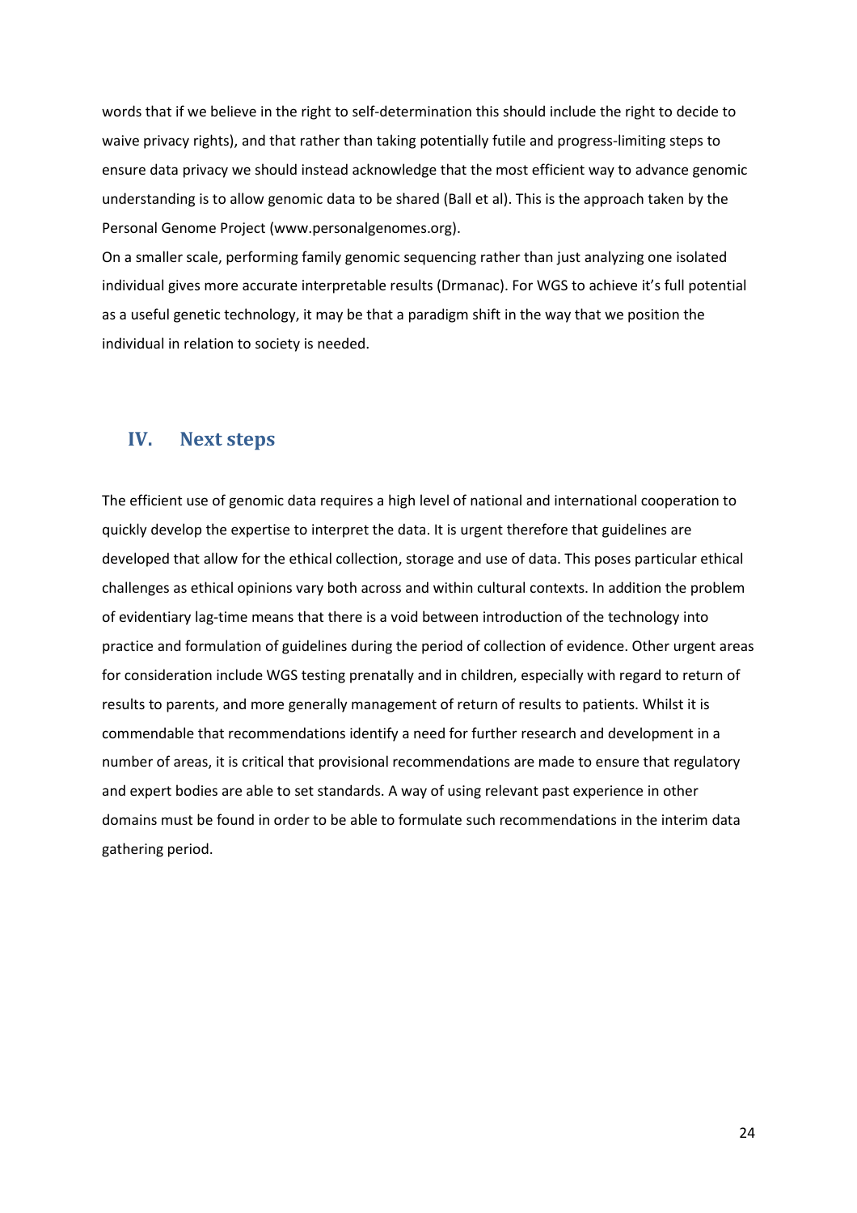words that if we believe in the right to self-determination this should include the right to decide to waive privacy rights), and that rather than taking potentially futile and progress-limiting steps to ensure data privacy we should instead acknowledge that the most efficient way to advance genomic understanding is to allow genomic data to be shared (Ball et al). This is the approach taken by the Personal Genome Project (www.personalgenomes.org).

On a smaller scale, performing family genomic sequencing rather than just analyzing one isolated individual gives more accurate interpretable results (Drmanac). For WGS to achieve it's full potential as a useful genetic technology, it may be that a paradigm shift in the way that we position the individual in relation to society is needed.

## IV. Next steps

The efficient use of genomic data requires a high level of national and international cooperation to quickly develop the expertise to interpret the data. It is urgent therefore that guidelines are developed that allow for the ethical collection, storage and use of data. This poses particular ethical challenges as ethical opinions vary both across and within cultural contexts. In addition the problem of evidentiary lag-time means that there is a void between introduction of the technology into practice and formulation of guidelines during the period of collection of evidence. Other urgent areas for consideration include WGS testing prenatally and in children, especially with regard to return of results to parents, and more generally management of return of results to patients. Whilst it is commendable that recommendations identify a need for further research and development in a number of areas, it is critical that provisional recommendations are made to ensure that regulatory and expert bodies are able to set standards. A way of using relevant past experience in other domains must be found in order to be able to formulate such recommendations in the interim data gathering period.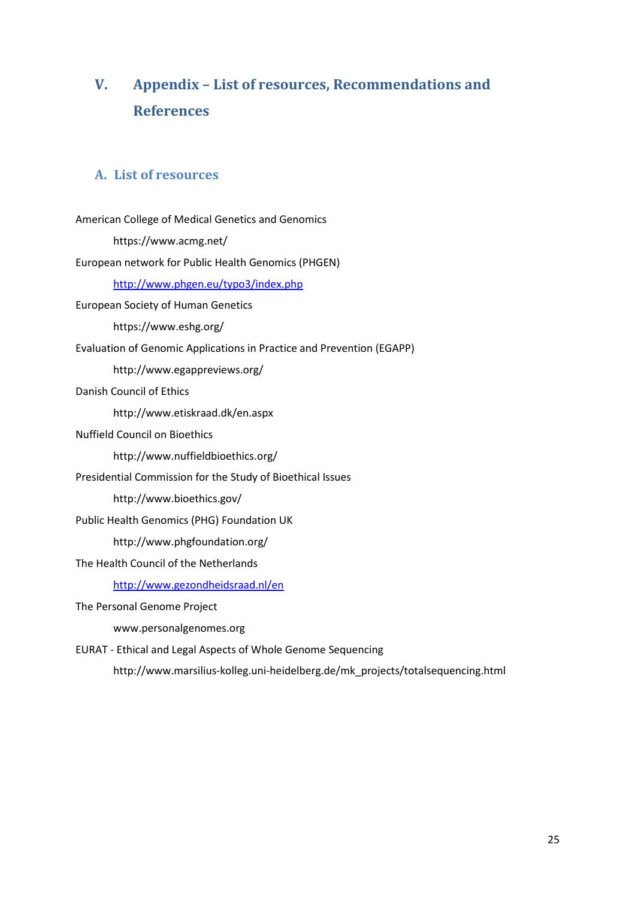# V. Appendix – List of resources, Recommendations and References

## A. List of resources

American College of Medical Genetics and Genomics

https://www.acmg.net/

European network for Public Health Genomics (PHGEN)

http://www.phgen.eu/typo3/index.php

European Society of Human Genetics

https://www.eshg.org/

Evaluation of Genomic Applications in Practice and Prevention (EGAPP)

http://www.egappreviews.org/

Danish Council of Ethics

http://www.etiskraad.dk/en.aspx

Nuffield Council on Bioethics

http://www.nuffieldbioethics.org/

Presidential Commission for the Study of Bioethical Issues

http://www.bioethics.gov/

Public Health Genomics (PHG) Foundation UK

http://www.phgfoundation.org/

The Health Council of the Netherlands

http://www.gezondheidsraad.nl/en

The Personal Genome Project

www.personalgenomes.org

EURAT - Ethical and Legal Aspects of Whole Genome Sequencing

http://www.marsilius-kolleg.uni-heidelberg.de/mk_projects/totalsequencing.html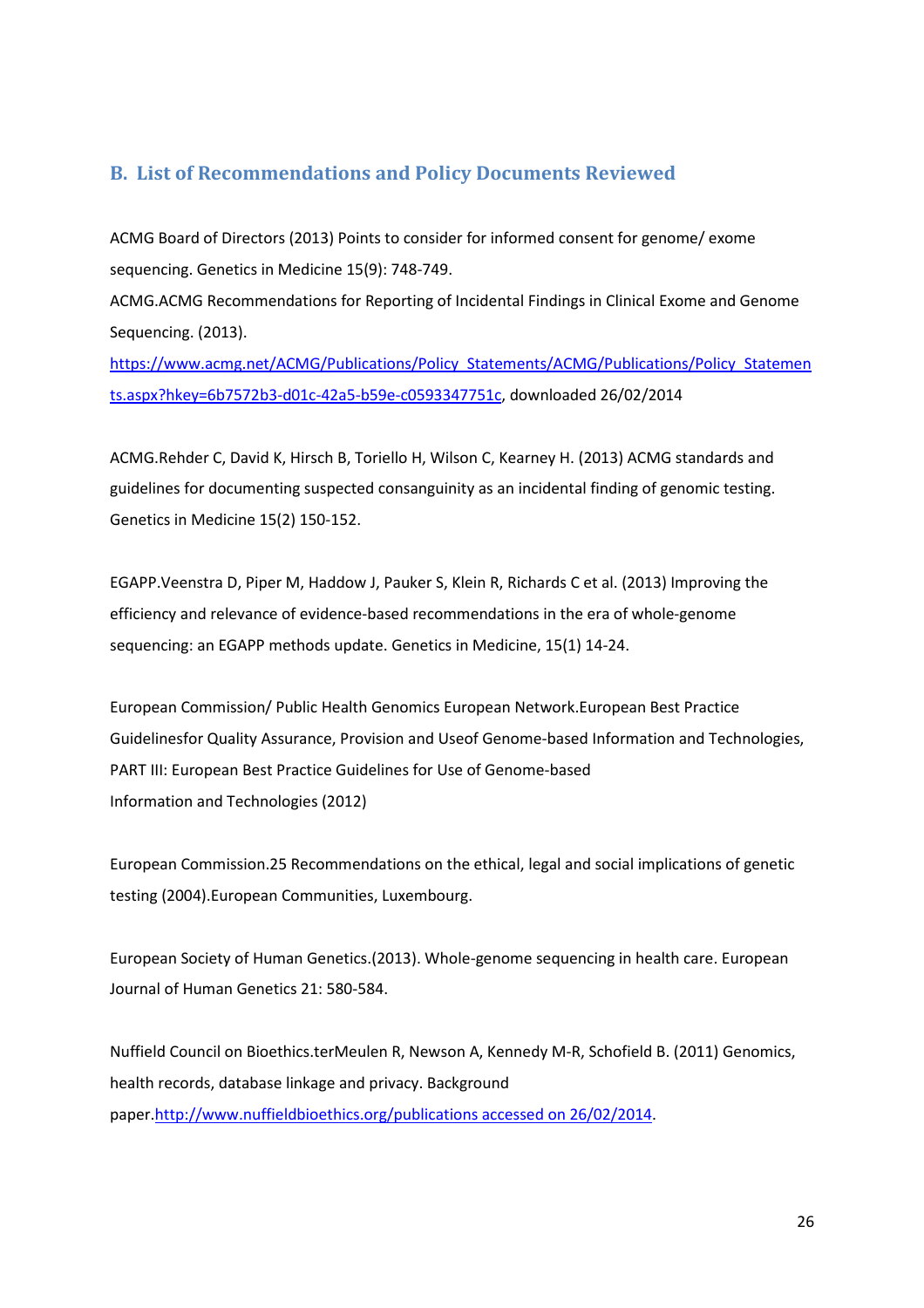## B. List of Recommendations and Policy Documents Reviewed

ACMG Board of Directors (2013) Points to consider for informed consent for genome/ exome sequencing. Genetics in Medicine 15(9): 748-749.

ACMG.ACMG Recommendations for Reporting of Incidental Findings in Clinical Exome and Genome Sequencing. (2013). https://www.acmg.net/ACMG/Publications/Policy_Statements/ACMG/Publications/Policy_Statements.aspx?hkey=6b7572b3-d01c-42a5-b59e-c0593347751c, downloaded 26/02/2014

ACMG.Rehder C, David K, Hirsch B, Toriello H, Wilson C, Kearney H. (2013) ACMG standards and guidelines for documenting suspected consanguinity as an incidental finding of genomic testing. Genetics in Medicine 15(2) 150-152.

EGAPP.Veenstra D, Piper M, Haddow J, Pauker S, Klein R, Richards C et al. (2013) Improving the efficiency and relevance of evidence-based recommendations in the era of whole-genome sequencing: an EGAPP methods update. Genetics in Medicine, 15(1) 14-24.

European Commission/ Public Health Genomics European Network.European Best Practice Guidelinesfor Quality Assurance, Provision and Useof Genome-based Information and Technologies, PART III: European Best Practice Guidelines for Use of Genome-based Information and Technologies (2012)

European Commission.25 Recommendations on the ethical, legal and social implications of genetic testing (2004).European Communities, Luxembourg.

European Society of Human Genetics.(2013). Whole-genome sequencing in health care. European Journal of Human Genetics 21: 580-584.

Nuffield Council on Bioethics.terMeulen R, Newson A, Kennedy M-R, Schofield B. (2011) Genomics, health records, database linkage and privacy. Background paper.http://www.nuffieldbioethics.org/publications accessed on 26/02/2014.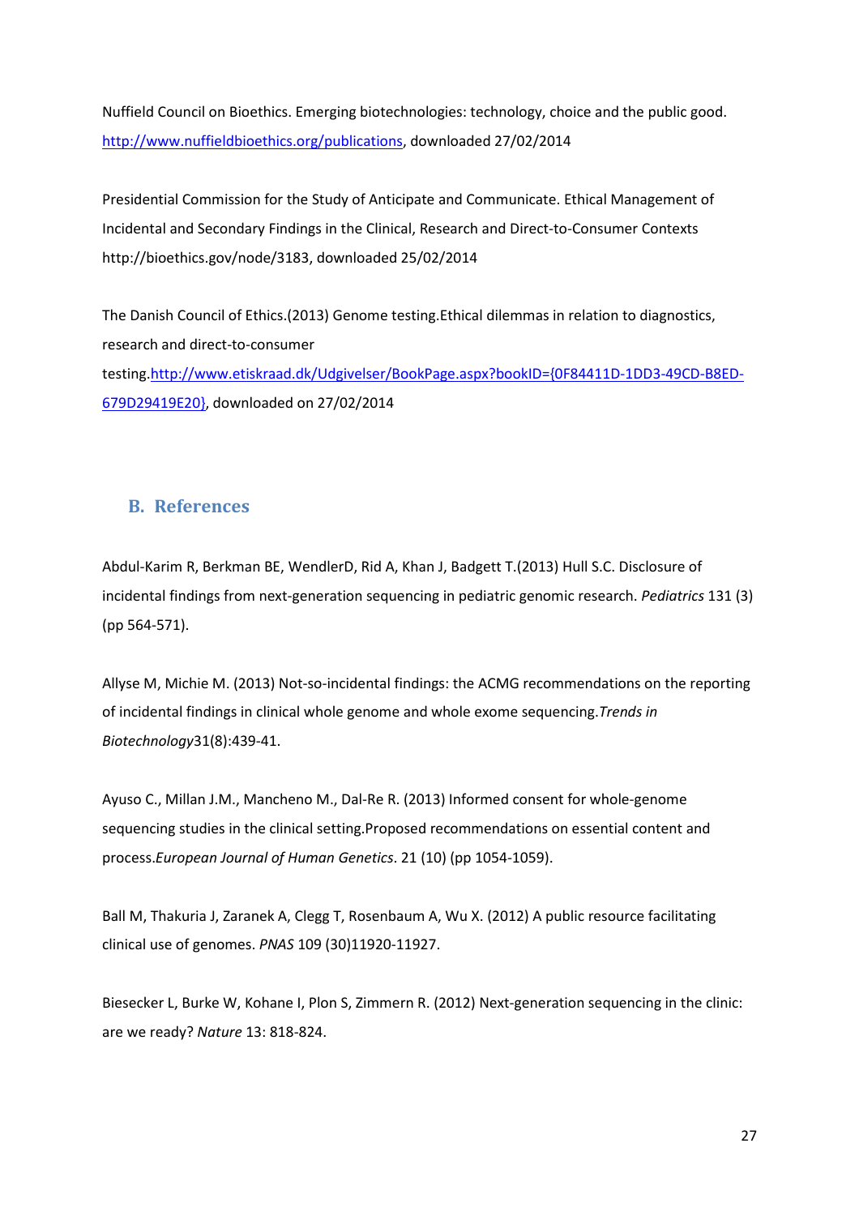Nuffield Council on Bioethics. Emerging biotechnologies: technology, choice and the public good. [http://www.nuffieldbioethics.org/publications](http://www.nuffieldbioethics.org/publications), downloaded 27/02/2014

Presidential Commission for the Study of Anticipate and Communicate. Ethical Management of Incidental and Secondary Findings in the Clinical, Research and Direct-to-Consumer Contexts http://bioethics.gov/node/3183, downloaded 25/02/2014

The Danish Council of Ethics.(2013) Genome testing.Ethical dilemmas in relation to diagnostics, research and direct-to-consumer testing.[http://www.etiskraad.dk/Udgivelser/BookPage.aspx?bookID={0F84411D-1DD3-49CD-B8ED-679D29419E20}](http://www.etiskraad.dk/Udgivelser/BookPage.aspx?bookID={0F84411D-1DD3-49CD-B8ED-679D29419E20}), downloaded on 27/02/2014

## B. References

Abdul-Karim R, Berkman BE, WendlerD, Rid A, Khan J, Badgett T.(2013) Hull S.C. Disclosure of incidental findings from next-generation sequencing in pediatric genomic research. *Pediatrics* 131 (3) (pp 564-571).

Allyse M, Michie M. (2013) Not-so-incidental findings: the ACMG recommendations on the reporting of incidental findings in clinical whole genome and whole exome sequencing.*Trends in Biotechnology*31(8):439-41.

Ayuso C., Millan J.M., Mancheno M., Dal-Re R. (2013) Informed consent for whole-genome sequencing studies in the clinical setting.Proposed recommendations on essential content and process.*European Journal of Human Genetics*. 21 (10) (pp 1054-1059).

Ball M, Thakuria J, Zaranek A, Clegg T, Rosenbaum A, Wu X. (2012) A public resource facilitating clinical use of genomes. *PNAS* 109 (30)11920-11927.

Biesecker L, Burke W, Kohane I, Plon S, Zimmern R. (2012) Next-generation sequencing in the clinic: are we ready? *Nature* 13: 818-824.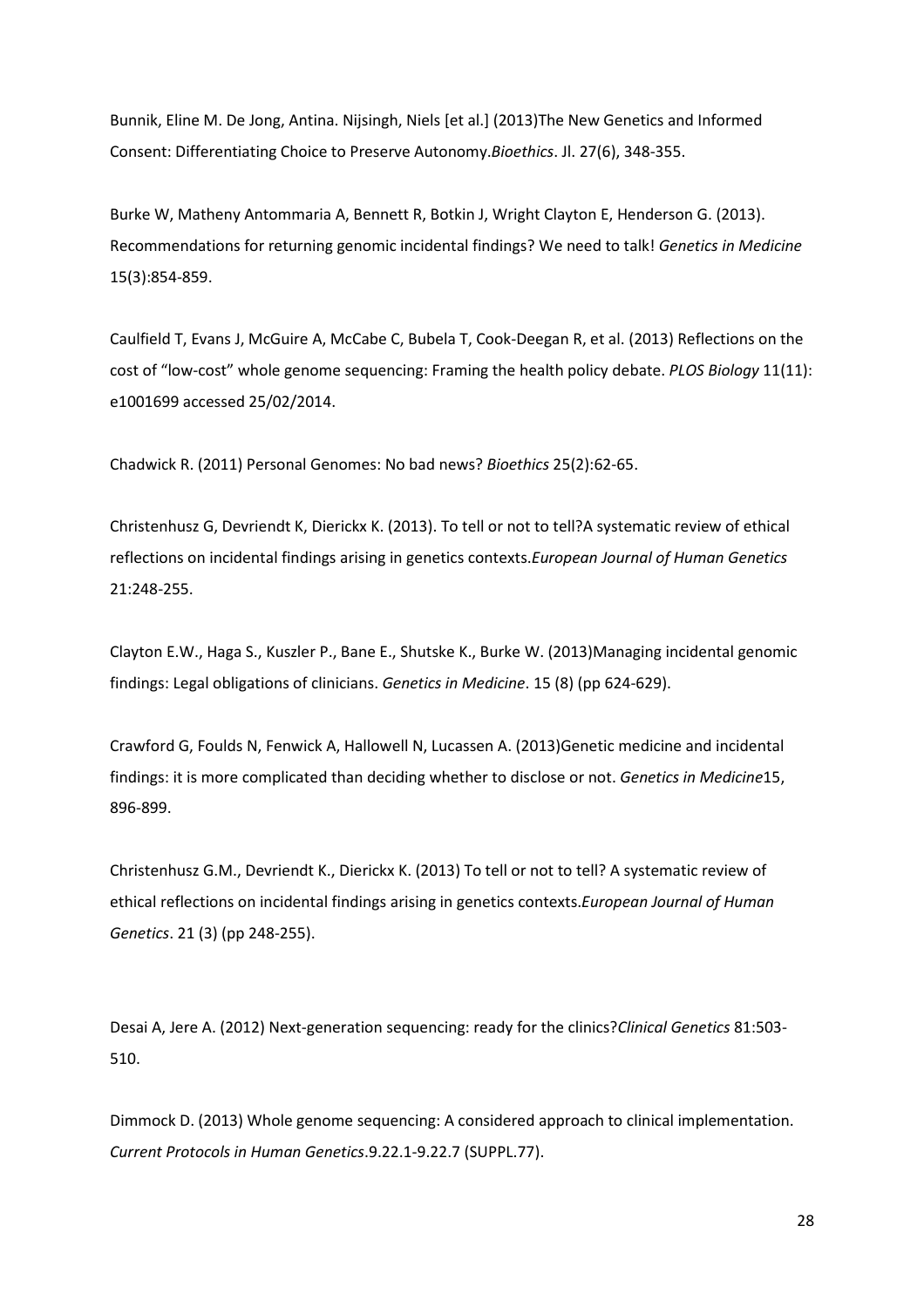Bunnik, Eline M. De Jong, Antina. Nijsingh, Niels [et al.] (2013)The New Genetics and Informed Consent: Differentiating Choice to Preserve Autonomy.*Bioethics*. Jl. 27(6), 348-355.

Burke W, Matheny Antommaria A, Bennett R, Botkin J, Wright Clayton E, Henderson G. (2013). Recommendations for returning genomic incidental findings? We need to talk! *Genetics in Medicine* 15(3):854-859.

Caulfield T, Evans J, McGuire A, McCabe C, Bubela T, Cook-Deegan R, et al. (2013) Reflections on the cost of "low-cost" whole genome sequencing: Framing the health policy debate. *PLOS Biology* 11(11): e1001699 accessed 25/02/2014.

Chadwick R. (2011) Personal Genomes: No bad news? *Bioethics* 25(2):62-65.

Christenhusz G, Devriendt K, Dierickx K. (2013). To tell or not to tell?A systematic review of ethical reflections on incidental findings arising in genetics contexts.*European Journal of Human Genetics* 21:248-255.

Clayton E.W., Haga S., Kuszler P., Bane E., Shutske K., Burke W. (2013)Managing incidental genomic findings: Legal obligations of clinicians. *Genetics in Medicine*. 15 (8) (pp 624-629).

Crawford G, Foulds N, Fenwick A, Hallowell N, Lucassen A. (2013)Genetic medicine and incidental findings: it is more complicated than deciding whether to disclose or not. *Genetics in Medicine*15, 896-899.

Christenhusz G.M., Devriendt K., Dierickx K. (2013) To tell or not to tell? A systematic review of ethical reflections on incidental findings arising in genetics contexts.*European Journal of Human Genetics*. 21 (3) (pp 248-255).

Desai A, Jere A. (2012) Next-generation sequencing: ready for the clinics?*Clinical Genetics* 81:503-510.

Dimmock D. (2013) Whole genome sequencing: A considered approach to clinical implementation. *Current Protocols in Human Genetics*.9.22.1-9.22.7 (SUPPL.77).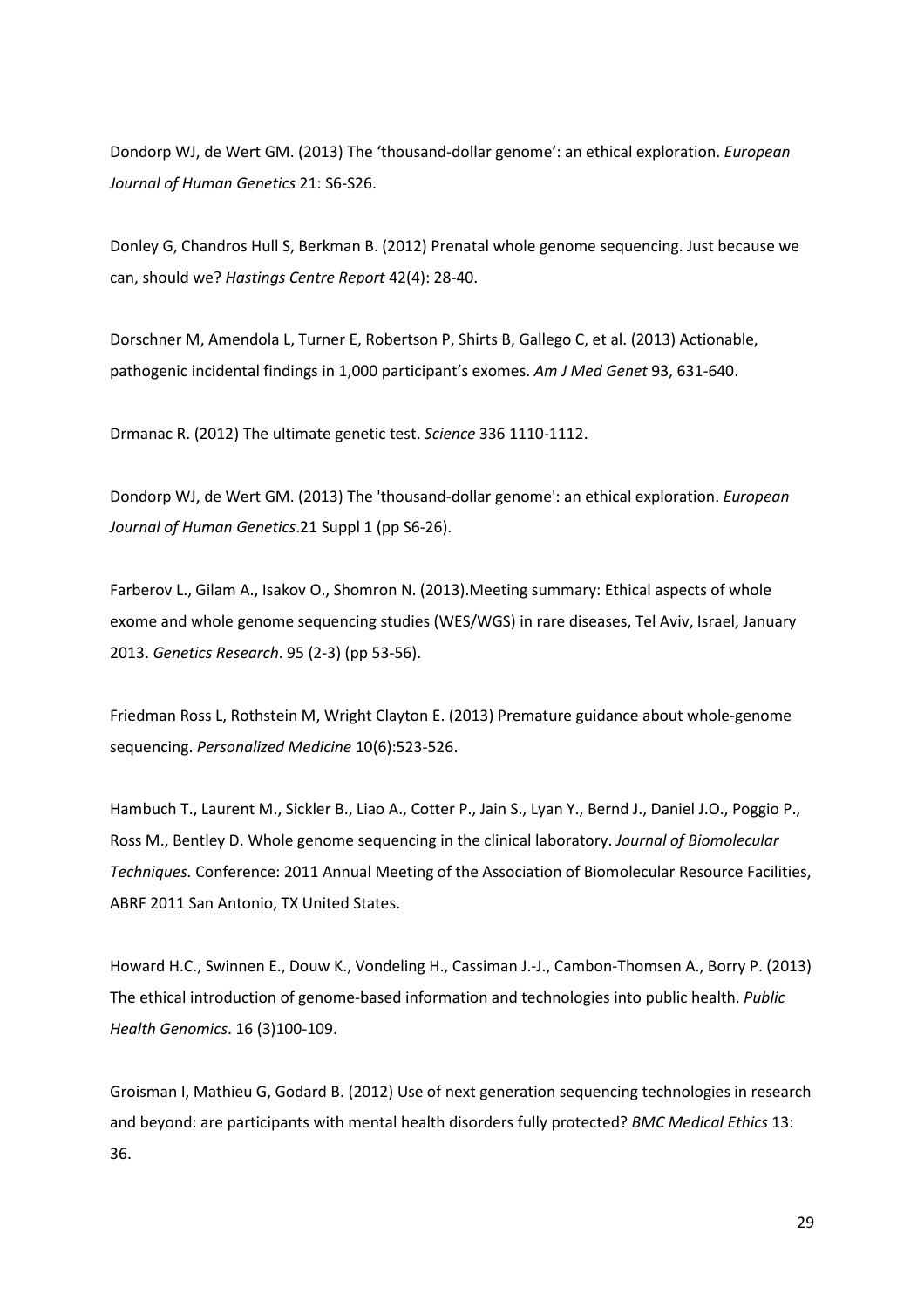Dondorp WJ, de Wert GM. (2013) The ‘thousand-dollar genome’: an ethical exploration. *European Journal of Human Genetics* 21: S6-S26.

Donley G, Chandros Hull S, Berkman B. (2012) Prenatal whole genome sequencing. Just because we can, should we? *Hastings Centre Report* 42(4): 28-40.

Dorschner M, Amendola L, Turner E, Robertson P, Shirts B, Gallego C, et al. (2013) Actionable, pathogenic incidental findings in 1,000 participant’s exomes. *Am J Med Genet* 93, 631-640.

Drmanac R. (2012) The ultimate genetic test. *Science* 336 1110-1112.

Dondorp WJ, de Wert GM. (2013) The 'thousand-dollar genome': an ethical exploration. *European Journal of Human Genetics*.21 Suppl 1 (pp S6-26).

Farberov L., Gilam A., Isakov O., Shomron N. (2013).Meeting summary: Ethical aspects of whole exome and whole genome sequencing studies (WES/WGS) in rare diseases, Tel Aviv, Israel, January 2013. *Genetics Research*. 95 (2-3) (pp 53-56).

Friedman Ross L, Rothstein M, Wright Clayton E. (2013) Premature guidance about whole-genome sequencing. *Personalized Medicine* 10(6):523-526.

Hambuch T., Laurent M., Sickler B., Liao A., Cotter P., Jain S., Lyan Y., Bernd J., Daniel J.O., Poggio P., Ross M., Bentley D. Whole genome sequencing in the clinical laboratory. *Journal of Biomolecular Techniques.* Conference: 2011 Annual Meeting of the Association of Biomolecular Resource Facilities, ABRF 2011 San Antonio, TX United States.

Howard H.C., Swinnen E., Douw K., Vondeling H., Cassiman J.-J., Cambon-Thomsen A., Borry P. (2013) The ethical introduction of genome-based information and technologies into public health. *Public Health Genomics*. 16 (3)100-109.

Groisman I, Mathieu G, Godard B. (2012) Use of next generation sequencing technologies in research and beyond: are participants with mental health disorders fully protected? *BMC Medical Ethics* 13: 36.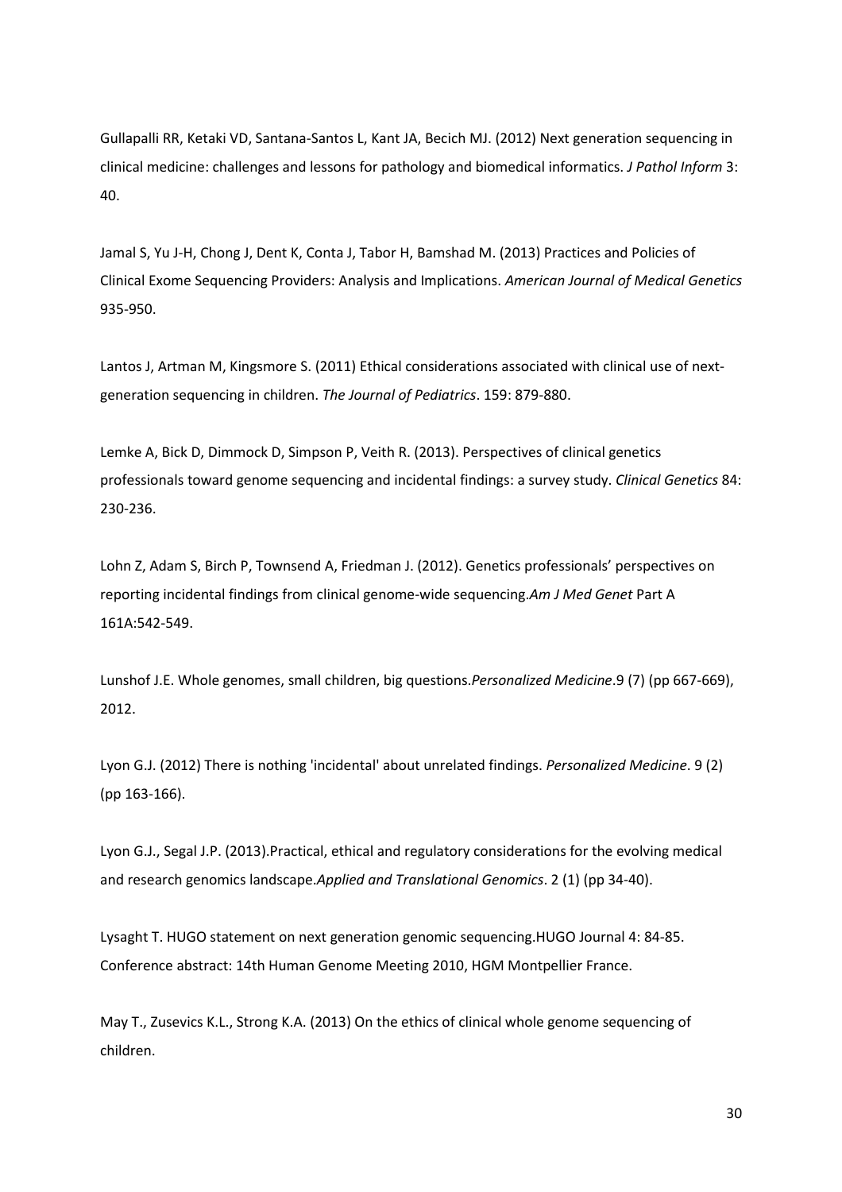Gullapalli RR, Ketaki VD, Santana-Santos L, Kant JA, Becich MJ. (2012) Next generation sequencing in clinical medicine: challenges and lessons for pathology and biomedical informatics. *J Pathol Inform* 3: 40.

Jamal S, Yu J-H, Chong J, Dent K, Conta J, Tabor H, Bamshad M. (2013) Practices and Policies of Clinical Exome Sequencing Providers: Analysis and Implications. *American Journal of Medical Genetics* 935-950.

Lantos J, Artman M, Kingsmore S. (2011) Ethical considerations associated with clinical use of next-generation sequencing in children. *The Journal of Pediatrics*. 159: 879-880.

Lemke A, Bick D, Dimmock D, Simpson P, Veith R. (2013). Perspectives of clinical genetics professionals toward genome sequencing and incidental findings: a survey study. *Clinical Genetics* 84: 230-236.

Lohn Z, Adam S, Birch P, Townsend A, Friedman J. (2012). Genetics professionals' perspectives on reporting incidental findings from clinical genome-wide sequencing.*Am J Med Genet* Part A 161A:542-549.

Lunshof J.E. Whole genomes, small children, big questions.*Personalized Medicine*.9 (7) (pp 667-669), 2012.

Lyon G.J. (2012) There is nothing 'incidental' about unrelated findings. *Personalized Medicine*. 9 (2) (pp 163-166).

Lyon G.J., Segal J.P. (2013).Practical, ethical and regulatory considerations for the evolving medical and research genomics landscape.*Applied and Translational Genomics*. 2 (1) (pp 34-40).

Lysaght T. HUGO statement on next generation genomic sequencing.HUGO Journal 4: 84-85. Conference abstract: 14th Human Genome Meeting 2010, HGM Montpellier France.

May T., Zusevics K.L., Strong K.A. (2013) On the ethics of clinical whole genome sequencing of children.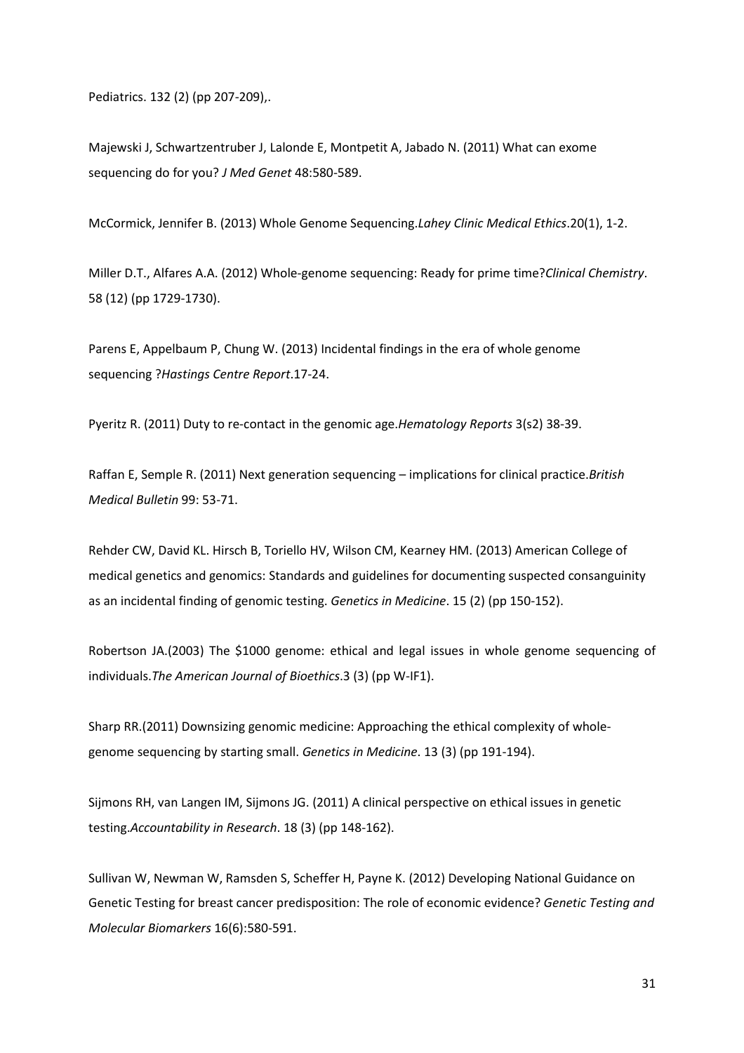Pediatrics. 132 (2) (pp 207-209),.

Majewski J, Schwartzentruber J, Lalonde E, Montpetit A, Jabado N. (2011) What can exome sequencing do for you? *J Med Genet* 48:580-589.

McCormick, Jennifer B. (2013) Whole Genome Sequencing.*Lahey Clinic Medical Ethics*.20(1), 1-2.

Miller D.T., Alfares A.A. (2012) Whole-genome sequencing: Ready for prime time?*Clinical Chemistry*. 58 (12) (pp 1729-1730).

Parens E, Appelbaum P, Chung W. (2013) Incidental findings in the era of whole genome sequencing ?*Hastings Centre Report*.17-24.

Pyeritz R. (2011) Duty to re-contact in the genomic age.*Hematology Reports* 3(s2) 38-39.

Raffan E, Semple R. (2011) Next generation sequencing – implications for clinical practice.*British Medical Bulletin* 99: 53-71.

Rehder CW, David KL. Hirsch B, Toriello HV, Wilson CM, Kearney HM. (2013) American College of medical genetics and genomics: Standards and guidelines for documenting suspected consanguinity as an incidental finding of genomic testing. *Genetics in Medicine*. 15 (2) (pp 150-152).

Robertson JA.(2003) The $1000 genome: ethical and legal issues in whole genome sequencing of individuals.*The American Journal of Bioethics*.3 (3) (pp W-IF1).

Sharp RR.(2011) Downsizing genomic medicine: Approaching the ethical complexity of whole-genome sequencing by starting small. *Genetics in Medicine*. 13 (3) (pp 191-194).

Sijmons RH, van Langen IM, Sijmons JG. (2011) A clinical perspective on ethical issues in genetic testing.*Accountability in Research*. 18 (3) (pp 148-162).

Sullivan W, Newman W, Ramsden S, Scheffer H, Payne K. (2012) Developing National Guidance on Genetic Testing for breast cancer predisposition: The role of economic evidence? *Genetic Testing and Molecular Biomarkers* 16(6):580-591.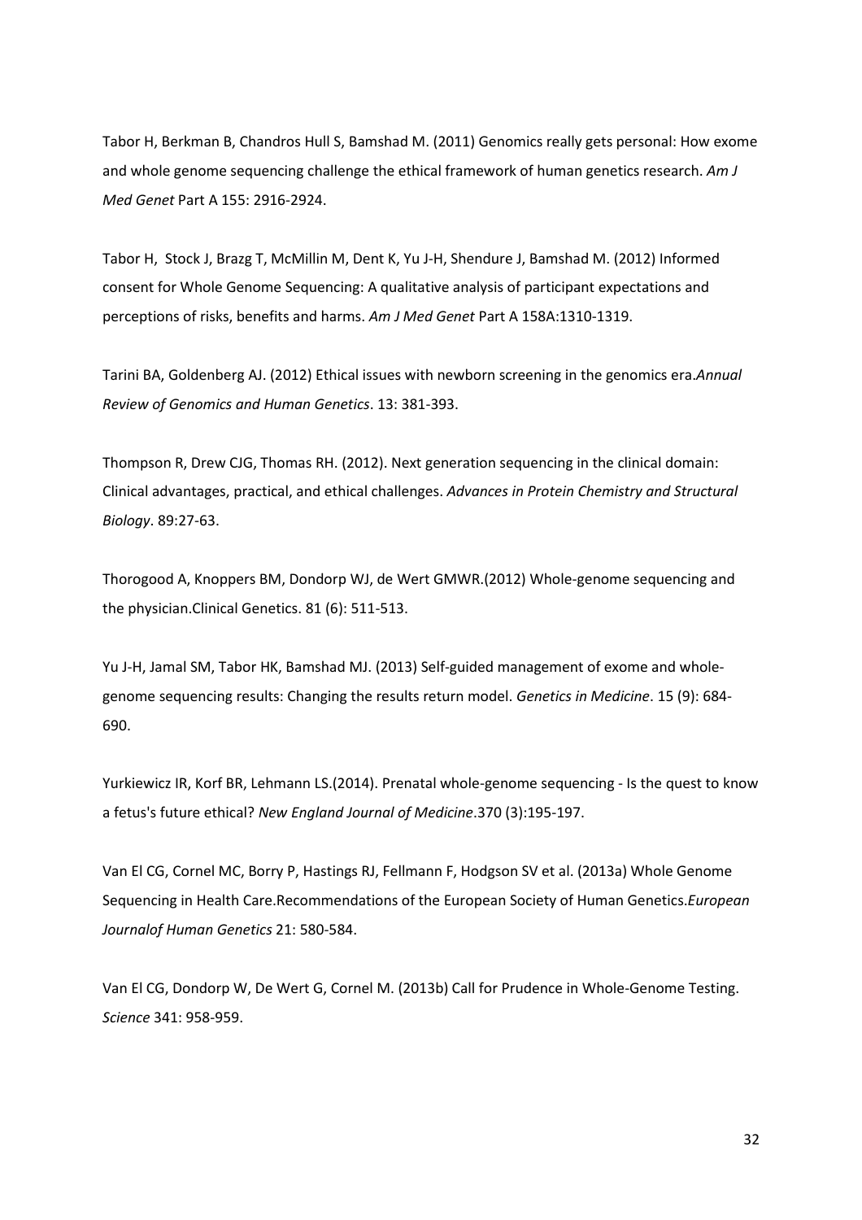Tabor H, Berkman B, Chandros Hull S, Bamshad M. (2011) Genomics really gets personal: How exome and whole genome sequencing challenge the ethical framework of human genetics research. *Am J Med Genet* Part A 155: 2916-2924.

Tabor H, Stock J, Brazg T, McMillin M, Dent K, Yu J-H, Shendure J, Bamshad M. (2012) Informed consent for Whole Genome Sequencing: A qualitative analysis of participant expectations and perceptions of risks, benefits and harms. *Am J Med Genet* Part A 158A:1310-1319.

Tarini BA, Goldenberg AJ. (2012) Ethical issues with newborn screening in the genomics era.*Annual Review of Genomics and Human Genetics*. 13: 381-393.

Thompson R, Drew CJG, Thomas RH. (2012). Next generation sequencing in the clinical domain: Clinical advantages, practical, and ethical challenges. *Advances in Protein Chemistry and Structural Biology*. 89:27-63.

Thorogood A, Knoppers BM, Dondorp WJ, de Wert GMWR.(2012) Whole-genome sequencing and the physician.Clinical Genetics. 81 (6): 511-513.

Yu J-H, Jamal SM, Tabor HK, Bamshad MJ. (2013) Self-guided management of exome and whole-genome sequencing results: Changing the results return model. *Genetics in Medicine*. 15 (9): 684-690.

Yurkiewicz IR, Korf BR, Lehmann LS.(2014). Prenatal whole-genome sequencing - Is the quest to know a fetus's future ethical? *New England Journal of Medicine*.370 (3):195-197.

Van El CG, Cornel MC, Borry P, Hastings RJ, Fellmann F, Hodgson SV et al. (2013a) Whole Genome Sequencing in Health Care.Recommendations of the European Society of Human Genetics.*European Journalof Human Genetics* 21: 580-584.

Van El CG, Dondorp W, De Wert G, Cornel M. (2013b) Call for Prudence in Whole-Genome Testing. *Science* 341: 958-959.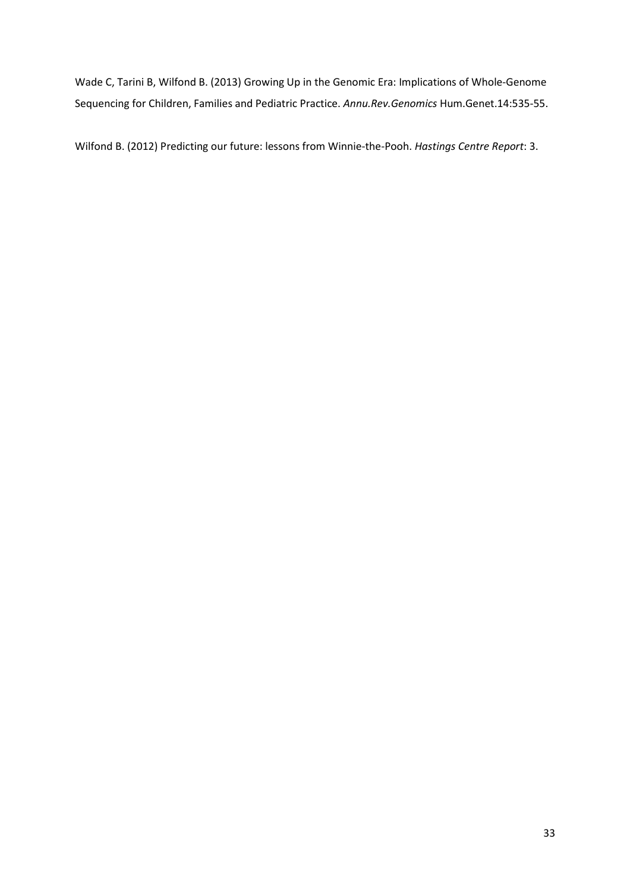Wade C, Tarini B, Wilfond B. (2013) Growing Up in the Genomic Era: Implications of Whole-Genome Sequencing for Children, Families and Pediatric Practice. *Annu.Rev.Genomics* Hum.Genet.14:535-55.

Wilfond B. (2012) Predicting our future: lessons from Winnie-the-Pooh. *Hastings Centre Report*: 3.